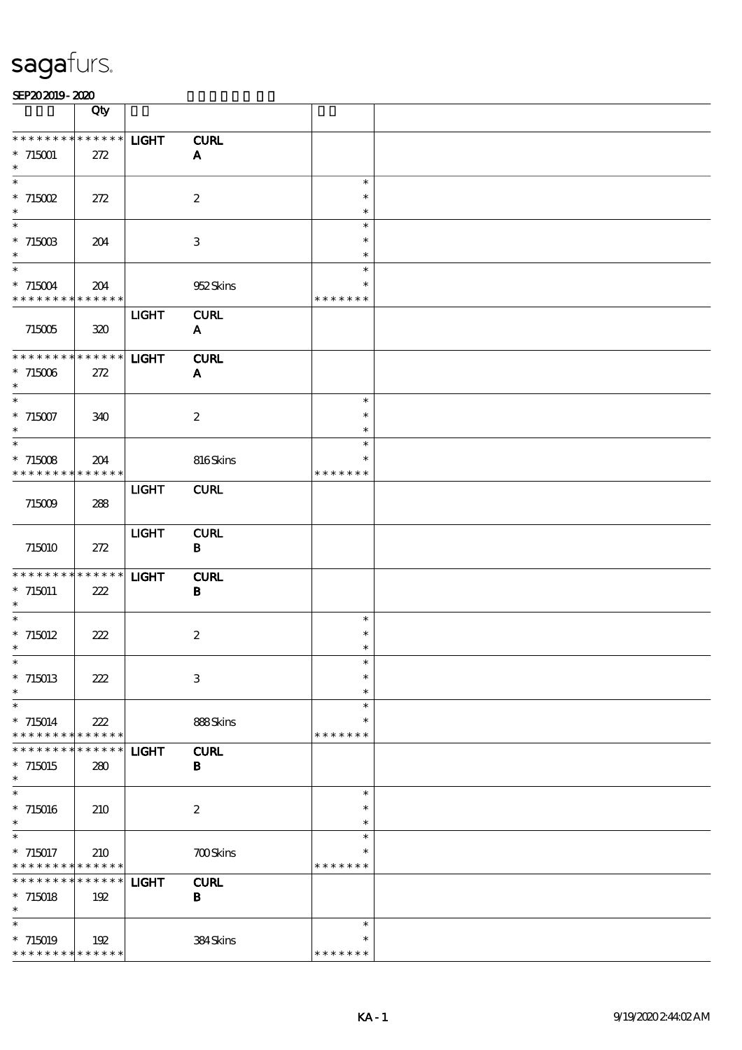# sagafurs.

SEP20 2019 - 2020

| | Qty | | | | |
|---|---|---|---|---|---|
| * * * * * * * * * * * * * * | | LIGHT | CURL | | |
| * 715001 | 272 | | A | | |
| * | | | | | |
| * | | | | * | |
| * 715002 | 272 | | 2 | * | |
| * | | | | * | |
| * | | | | * | |
| * 715003 | 204 | | 3 | * | |
| * | | | | * | |
| * | | | | * | |
| * 715004 | 204 | | 952 Skins | * | |
| * * * * * * * * * * * * * * | | | | * * * * * * * | |
| | | LIGHT | CURL | | |
| 715005 | 320 | | A | | |
| * * * * * * * * * * * * * * | | LIGHT | CURL | | |
| * 715006 | 272 | | A | | |
| * | | | | | |
| * | | | | * | |
| * 715007 | 340 | | 2 | * | |
| * | | | | * | |
| * | | | | * | |
| * 715008 | 204 | | 816 Skins | * | |
| * * * * * * * * * * * * * * | | | | * * * * * * * | |
| | | LIGHT | CURL | | |
| 715009 | 288 | | | | |
| | | LIGHT | CURL | | |
| 715010 | 272 | | B | | |
| * * * * * * * * * * * * * * | | LIGHT | CURL | | |
| * 715011 | 222 | | B | | |
| * | | | | | |
| * | | | | * | |
| * 715012 | 222 | | 2 | * | |
| * | | | | * | |
| * | | | | * | |
| * 715013 | 222 | | 3 | * | |
| * | | | | * | |
| * | | | | * | |
| * 715014 | 222 | | 888 Skins | * | |
| * * * * * * * * * * * * * * | | | | * * * * * * * | |
| * * * * * * * * * * * * * * | | LIGHT | CURL | | |
| * 715015 | 280 | | B | | |
| * | | | | | |
| * | | | | * | |
| * 715016 | 210 | | 2 | * | |
| * | | | | * | |
| * | | | | * | |
| * 715017 | 210 | | 700 Skins | * | |
| * * * * * * * * * * * * * * | | | | * * * * * * * | |
| * * * * * * * * * * * * * * | | LIGHT | CURL | | |
| * 715018 | 192 | | B | | |
| * | | | | | |
| * | | | | * | |
| * 715019 | 192 | | 384 Skins | * | |
| * * * * * * * * * * * * * * | | | | * * * * * * * | |

KA - 1 9/19/2020 2:44:02 AM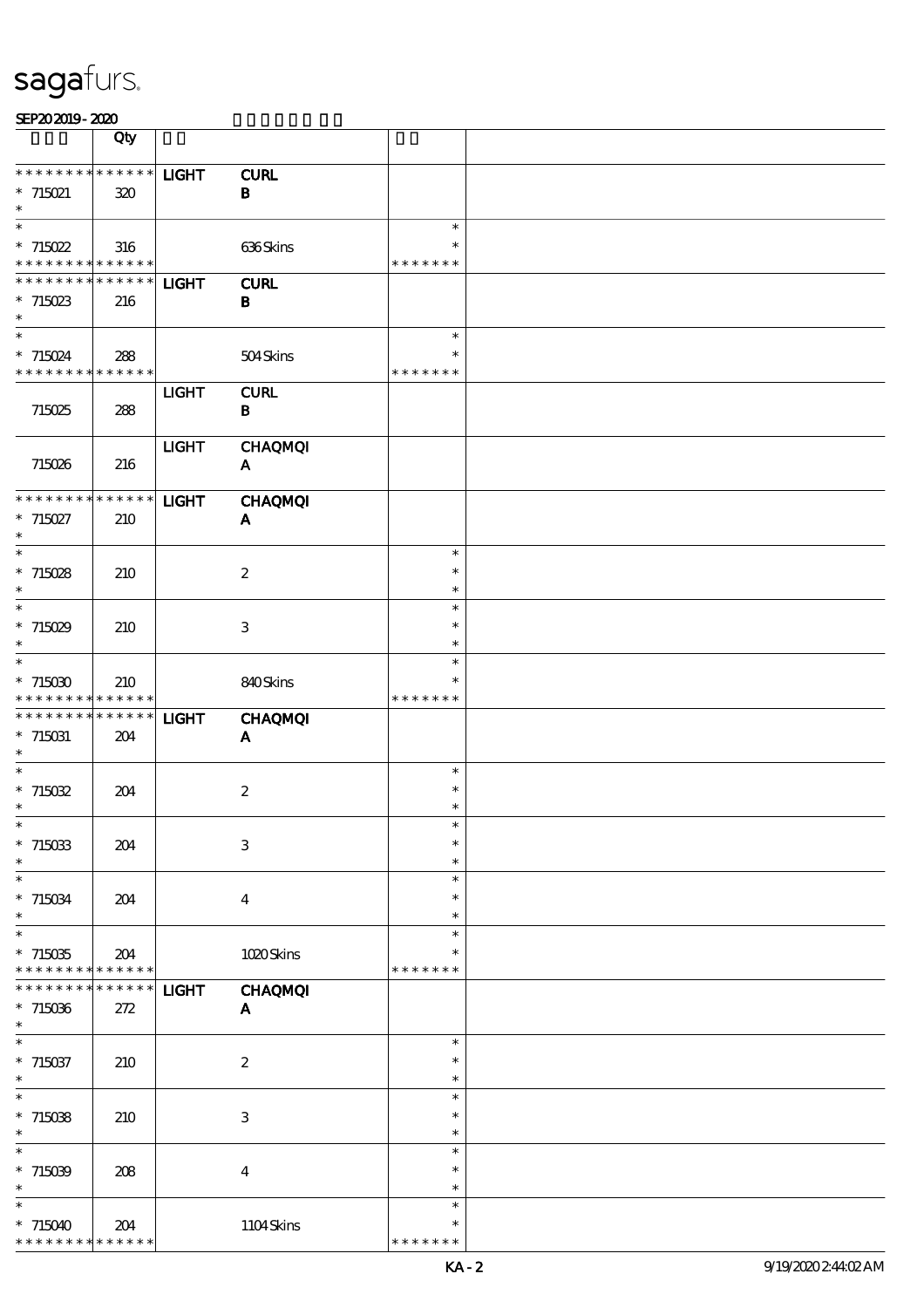| Lot | Qty | | | | |
|---|---|---|---|---|---|
| * * * * * * * * * * * * * * | | LIGHT | CURL | | |
| * 715021 | 320 | | B | | |
| * | | | | | |
| * | | | | * | |
| * 715022 | 316 | | 636 Skins | * | |
| * * * * * * * * * * * * * * | | | | * * * * * * * | |
| * * * * * * * * * * * * * * | | LIGHT | CURL | | |
| * 715023 | 216 | | B | | |
| * | | | | | |
| * | | | | * | |
| * 715024 | 288 | | 504 Skins | * | |
| * * * * * * * * * * * * * * | | | | * * * * * * * | |
| | | LIGHT | CURL | | |
| 715025 | 288 | | B | | |
| | | LIGHT | CHAQMQI | | |
| 715026 | 216 | | A | | |
| * * * * * * * * * * * * * * | | LIGHT | CHAQMQI | | |
| * 715027 | 210 | | A | | |
| * | | | | | |
| * | | | | * | |
| * 715028 | 210 | | 2 | * | |
| * | | | | * | |
| * | | | | * | |
| * 715029 | 210 | | 3 | * | |
| * | | | | * | |
| * | | | | * | |
| * 715030 | 210 | | 840 Skins | * | |
| * * * * * * * * * * * * * * | | | | * * * * * * * | |
| * * * * * * * * * * * * * * | | LIGHT | CHAQMQI | | |
| * 715031 | 204 | | A | | |
| * | | | | | |
| * | | | | * | |
| * 715032 | 204 | | 2 | * | |
| * | | | | * | |
| * | | | | * | |
| * 715033 | 204 | | 3 | * | |
| * | | | | * | |
| * | | | | * | |
| * 715034 | 204 | | 4 | * | |
| * | | | | * | |
| * | | | | * | |
| * 715035 | 204 | | 1020 Skins | * | |
| * * * * * * * * * * * * * * | | | | * * * * * * * | |
| * * * * * * * * * * * * * * | | LIGHT | CHAQMQI | | |
| * 715036 | 272 | | A | | |
| * | | | | | |
| * | | | | * | |
| * 715037 | 210 | | 2 | * | |
| * | | | | * | |
| * | | | | * | |
| * 715038 | 210 | | 3 | * | |
| * | | | | * | |
| * | | | | * | |
| * 715039 | 208 | | 4 | * | |
| * | | | | * | |
| * | | | | * | |
| * 715040 | 204 | | 1104 Skins | * | |
| * * * * * * * * * * * * * * | | | | * * * * * * * | |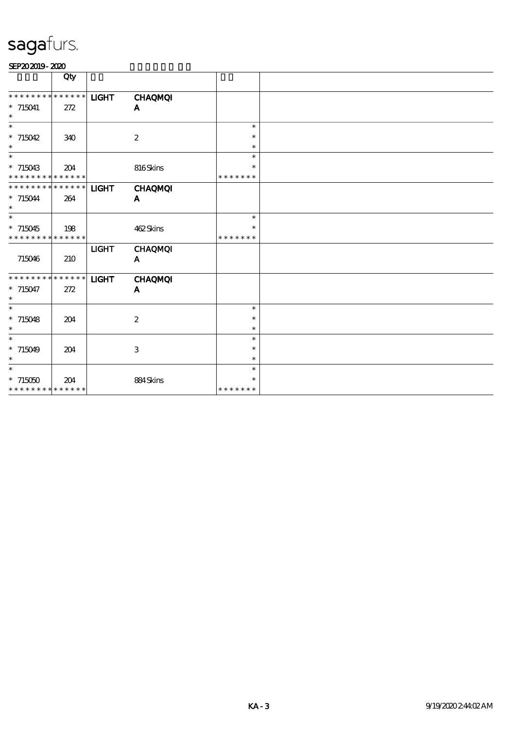# sagafurs.

SEP20 2019 - 2020

| | Qty | | | | |
|---|---|---|---|---|---|
| ************** | | LIGHT | CHAQMQI | | |
| * 715041 | 272 | | A | | |
| * | | | | | |
| * | | | | * | |
| * 715042 | 340 | | 2 | * | |
| * | | | | * | |
| * | | | | * | |
| * 715043 | 204 | | 816 Skins | * | |
| ************** | | | | ******* | |
| ************** | | LIGHT | CHAQMQI | | |
| * 715044 | 264 | | A | | |
| * | | | | | |
| * | | | | * | |
| * 715045 | 198 | | 462 Skins | * | |
| ************** | | | | ******* | |
| | | LIGHT | CHAQMQI | | |
| 715046 | 210 | | A | | |
| ************** | | LIGHT | CHAQMQI | | |
| * 715047 | 272 | | A | | |
| * | | | | | |
| * | | | | * | |
| * 715048 | 204 | | 2 | * | |
| * | | | | * | |
| * | | | | * | |
| * 715049 | 204 | | 3 | * | |
| * | | | | * | |
| * | | | | * | |
| * 715050 | 204 | | 884 Skins | * | |
| ************** | | | | ******* | |

KA - 3

9/19/2020 2:44:02 AM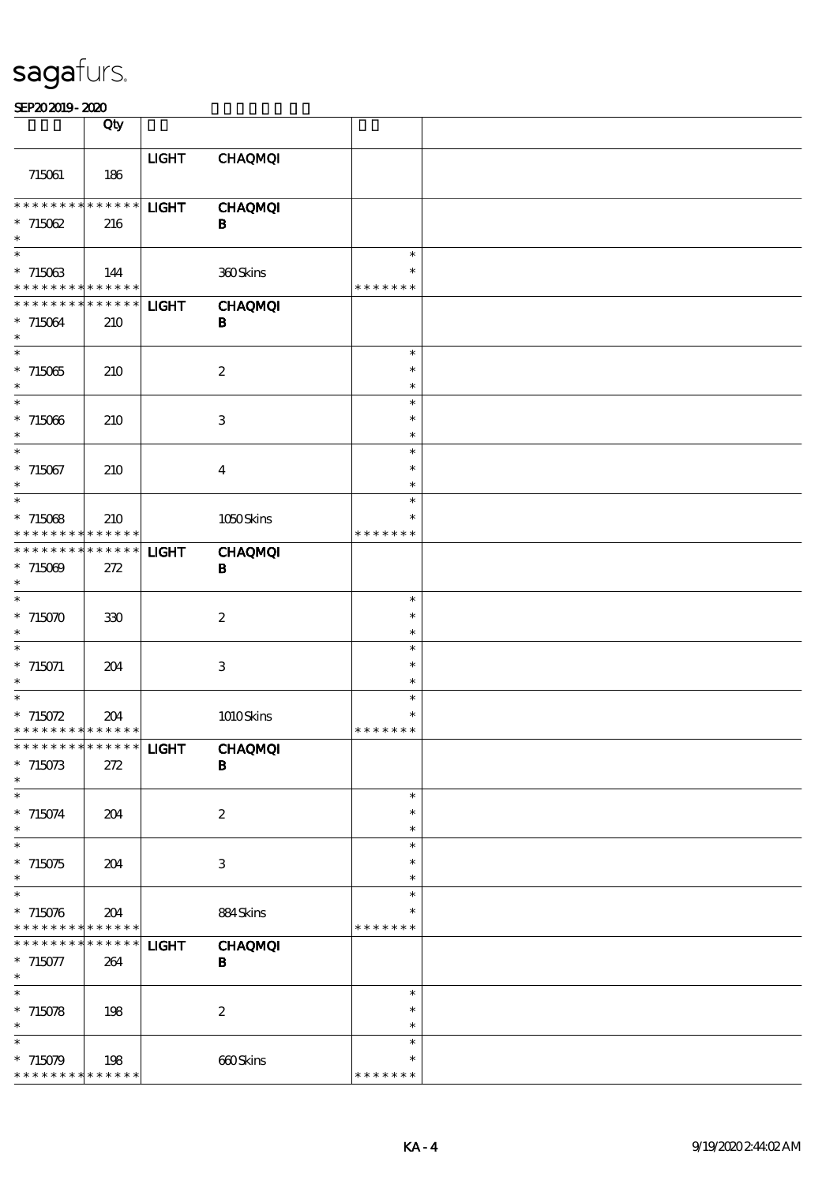# sagafurs.

SEP20 2019 - 2020

| | Qty | | | | |
|---|---|---|---|---|---|
| 715061 | 186 | LIGHT | CHAQMQI | | |
| * * * * * * * * * * * * * * | | LIGHT | CHAQMQI | | |
| * 715062 | 216 | | B | | |
| * 715063 | 144 | | 360 Skins | * * * * * * * | |
| * * * * * * * * * * * * * * | | LIGHT | CHAQMQI | | |
| * 715064 | 210 | | B | | |
| * 715065 | 210 | | 2 | | |
| * 715066 | 210 | | 3 | | |
| * 715067 | 210 | | 4 | | |
| * 715068 | 210 | | 1050 Skins | * * * * * * * | |
| * * * * * * * * * * * * * * | | LIGHT | CHAQMQI | | |
| * 715069 | 272 | | B | | |
| * 715070 | 330 | | 2 | | |
| * 715071 | 204 | | 3 | | |
| * 715072 | 204 | | 1010 Skins | * * * * * * * | |
| * * * * * * * * * * * * * * | | LIGHT | CHAQMQI | | |
| * 715073 | 272 | | B | | |
| * 715074 | 204 | | 2 | | |
| * 715075 | 204 | | 3 | | |
| * 715076 | 204 | | 884 Skins | * * * * * * * | |
| * * * * * * * * * * * * * * | | LIGHT | CHAQMQI | | |
| * 715077 | 264 | | B | | |
| * 715078 | 198 | | 2 | | |
| * 715079 | 198 | | 660 Skins | * * * * * * * | |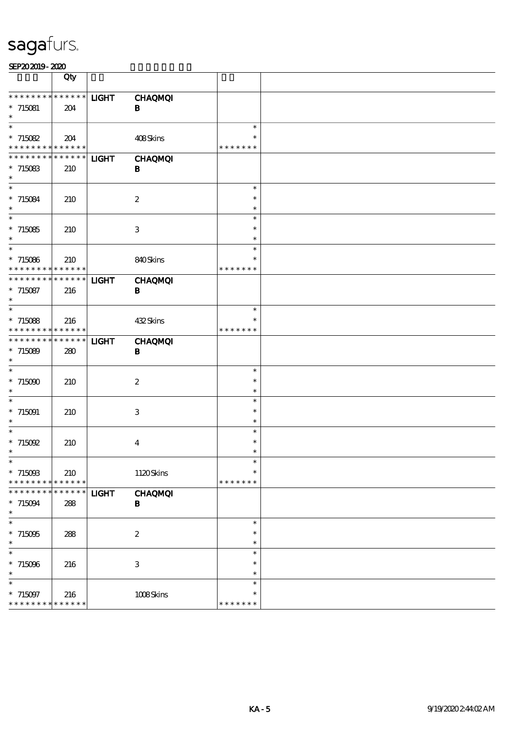sagafurs.

SEP20 2019 - 2020

| | Qty | | | | |
|---|---|---|---|---|---|
| * * * * * * * * * * * * * * | | LIGHT | CHAQMQI | | |
| * 715081 | 204 | | B | | |
| * 715082 | 204 | | 408 Skins | * * * * * * * | |
| * * * * * * * * * * * * * * | | LIGHT | CHAQMQI | | |
| * 715083 | 210 | | B | | |
| * 715084 | 210 | | 2 | | |
| * 715085 | 210 | | 3 | | |
| * 715086 | 210 | | 840 Skins | * * * * * * * | |
| * * * * * * * * * * * * * * | | LIGHT | CHAQMQI | | |
| * 715087 | 216 | | B | | |
| * 715088 | 216 | | 432 Skins | * * * * * * * | |
| * * * * * * * * * * * * * * | | LIGHT | CHAQMQI | | |
| * 715089 | 280 | | B | | |
| * 715090 | 210 | | 2 | | |
| * 715091 | 210 | | 3 | | |
| * 715092 | 210 | | 4 | | |
| * 715093 | 210 | | 1120 Skins | * * * * * * * | |
| * * * * * * * * * * * * * * | | LIGHT | CHAQMQI | | |
| * 715094 | 288 | | B | | |
| * 715095 | 288 | | 2 | | |
| * 715096 | 216 | | 3 | | |
| * 715097 | 216 | | 1008 Skins | * * * * * * * | |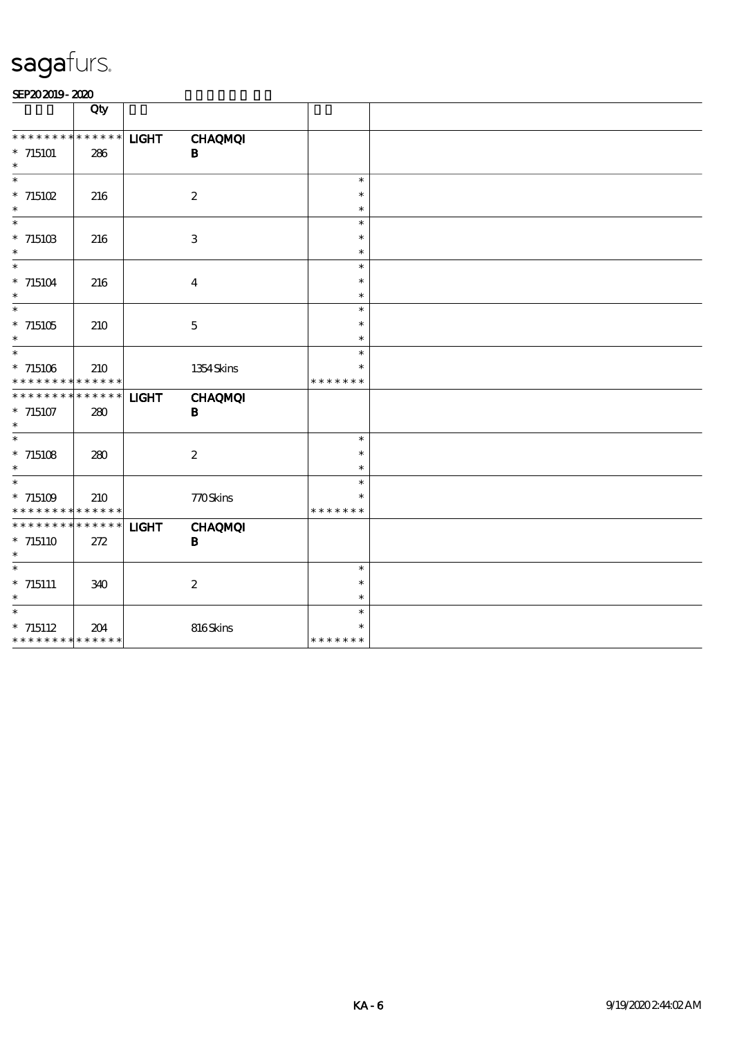# sagafurs.

SEP20 2019 - 2020

| | Qty | | | | |
|---|---|---|---|---|---|
| * * * * * * * * * * * * * * | | LIGHT | CHAQMQI | | |
| * 715101 | 286 | | B | | |
| * | | | | | |
| * | | | | * | |
| * 715102 | 216 | | 2 | * | |
| * | | | | * | |
| * | | | | * | |
| * 715103 | 216 | | 3 | * | |
| * | | | | * | |
| * | | | | * | |
| * 715104 | 216 | | 4 | * | |
| * | | | | * | |
| * | | | | * | |
| * 715105 | 210 | | 5 | * | |
| * | | | | * | |
| * | | | | * | |
| * 715106 | 210 | | 1354 Skins | * | |
| * * * * * * * * * * * * * * | | | | * * * * * * * | |
| * * * * * * * * * * * * * * | | LIGHT | CHAQMQI | | |
| * 715107 | 280 | | B | | |
| * | | | | | |
| * | | | | * | |
| * 715108 | 280 | | 2 | * | |
| * | | | | * | |
| * | | | | * | |
| * 715109 | 210 | | 770 Skins | * | |
| * * * * * * * * * * * * * * | | | | * * * * * * * | |
| * * * * * * * * * * * * * * | | LIGHT | CHAQMQI | | |
| * 715110 | 272 | | B | | |
| * | | | | | |
| * | | | | * | |
| * 715111 | 340 | | 2 | * | |
| * | | | | * | |
| * | | | | * | |
| * 715112 | 204 | | 816 Skins | * | |
| * * * * * * * * * * * * * * | | | | * * * * * * * | |

KA - 6

9/19/2020 2:44:02 AM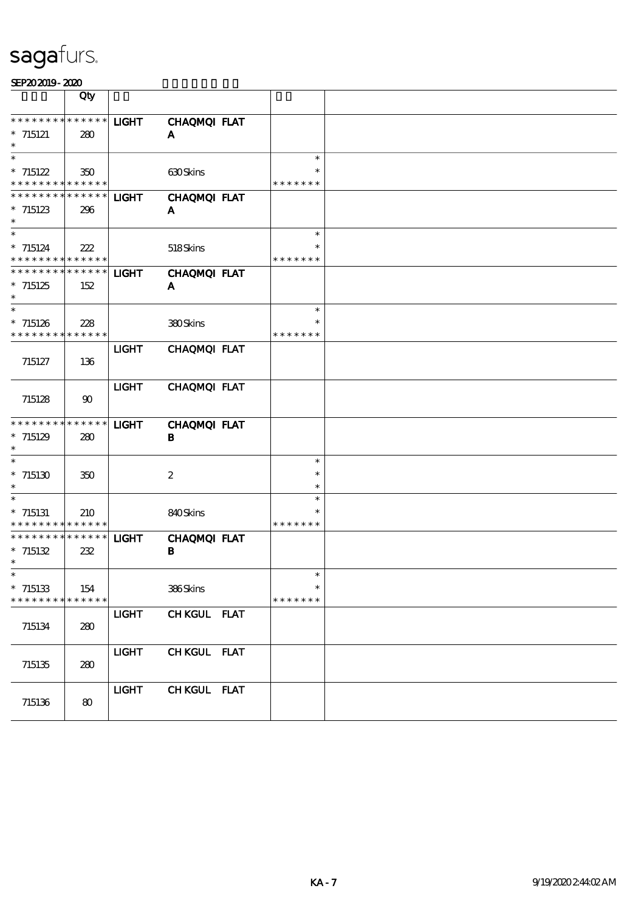# sagafurs.

SEP20 2019 - 2020

| | Qty | | | |
|---|---|---|---|---|
| * * * * * * * * * * * * * * | | LIGHT | CHAQMQI FLAT | |
| * 715121 | 280 | | A | |
| * | | | | |
| * | | | | * |
| * 715122 | 350 | | 630 Skins | * |
| * * * * * * * * * * * * * * | | | | * * * * * * * |
| * * * * * * * * * * * * * * | | LIGHT | CHAQMQI FLAT | |
| * 715123 | 296 | | A | |
| * | | | | |
| * | | | | * |
| * 715124 | 222 | | 518 Skins | * |
| * * * * * * * * * * * * * * | | | | * * * * * * * |
| * * * * * * * * * * * * * * | | LIGHT | CHAQMQI FLAT | |
| * 715125 | 152 | | A | |
| * | | | | |
| * | | | | * |
| * 715126 | 228 | | 380 Skins | * |
| * * * * * * * * * * * * * * | | | | * * * * * * * |
| 715127 | 136 | LIGHT | CHAQMQI FLAT | |
| 715128 | 90 | LIGHT | CHAQMQI FLAT | |
| * * * * * * * * * * * * * * | | LIGHT | CHAQMQI FLAT | |
| * 715129 | 280 | | B | |
| * | | | | |
| * | | | | * |
| * 715130 | 350 | | 2 | * |
| * | | | | * |
| * | | | | * |
| * 715131 | 210 | | 840 Skins | * |
| * * * * * * * * * * * * * * | | | | * * * * * * * |
| * * * * * * * * * * * * * * | | LIGHT | CHAQMQI FLAT | |
| * 715132 | 232 | | B | |
| * | | | | |
| * | | | | * |
| * 715133 | 154 | | 386 Skins | * |
| * * * * * * * * * * * * * * | | | | * * * * * * * |
| 715134 | 280 | LIGHT | CH KGUL FLAT | |
| 715135 | 280 | LIGHT | CH KGUL FLAT | |
| 715136 | 80 | LIGHT | CH KGUL FLAT | |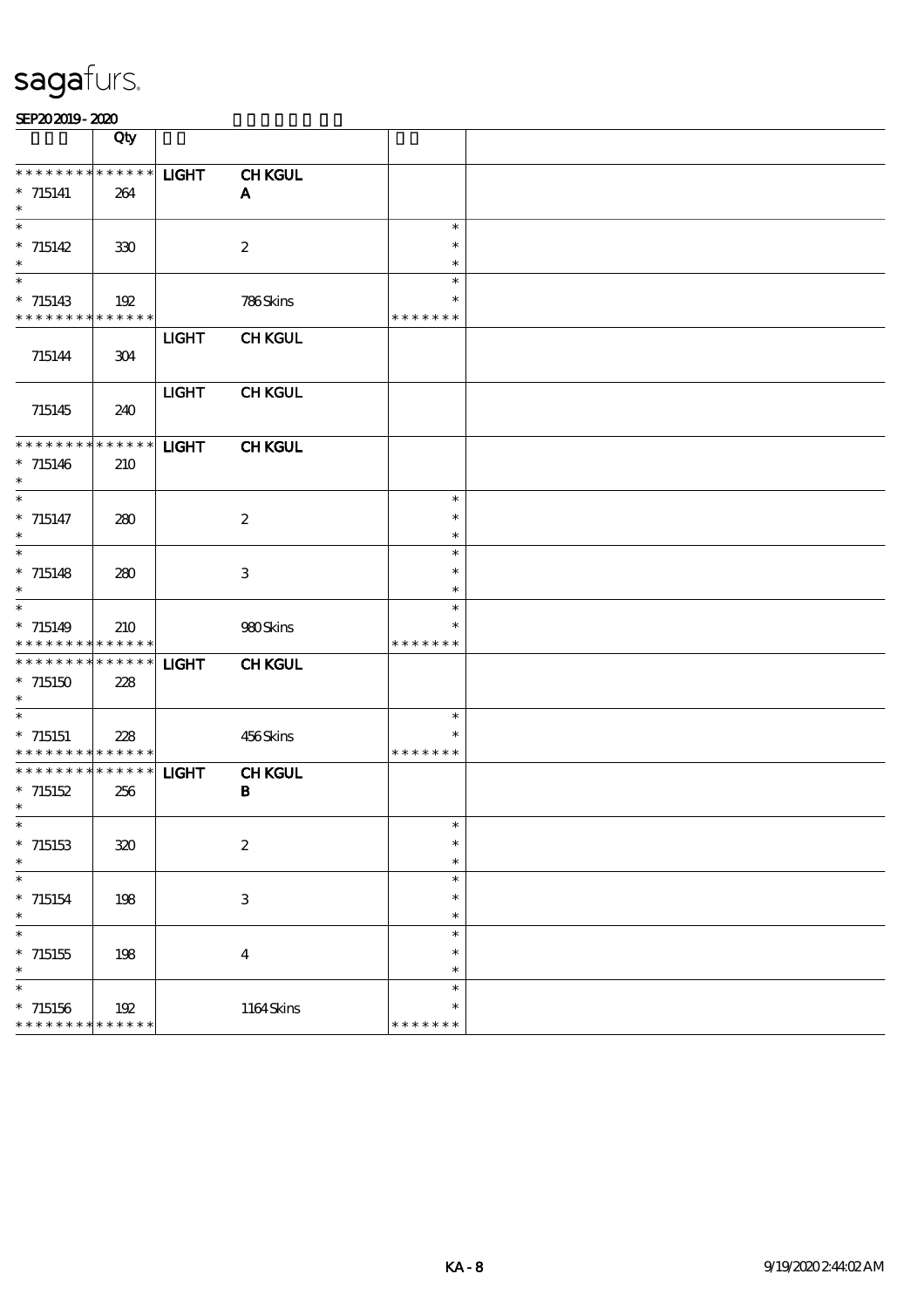sagafurs.

SEP20 2019 - 2020

| | Qty | | | | |
|---|---|---|---|---|---|
| * * * * * * * * * * * * * * | LIGHT | CH KGUL | | | |
| * 715141 * | 264 | | A | | |
| * 715142 * | 330 | | 2 | * * * | |
| * 715143 * * * * * * * * * * * * * * | 192 | | 786 Skins | * * * * * * * * | |
| 715144 | 304 | LIGHT | CH KGUL | | |
| 715145 | 240 | LIGHT | CH KGUL | | |
| * * * * * * * * * * * * * * | | LIGHT | CH KGUL | | |
| * 715146 * | 210 | | | | |
| * 715147 * | 280 | | 2 | * * * | |
| * 715148 * | 280 | | 3 | * * * | |
| * 715149 * * * * * * * * * * * * * * | 210 | | 980 Skins | * * * * * * * * | |
| * * * * * * * * * * * * * * | | LIGHT | CH KGUL | | |
| * 715150 * | 228 | | | | |
| * 715151 * * * * * * * * * * * * * * | 228 | | 456 Skins | * * * * * * * * | |
| * * * * * * * * * * * * * * | | LIGHT | CH KGUL | | |
| * 715152 * | 256 | | B | | |
| * 715153 * | 320 | | 2 | * * * | |
| * 715154 * | 198 | | 3 | * * * | |
| * 715155 * | 198 | | 4 | * * * | |
| * 715156 * * * * * * * * * * * * * * | 192 | | 1164 Skins | * * * * * * * * | |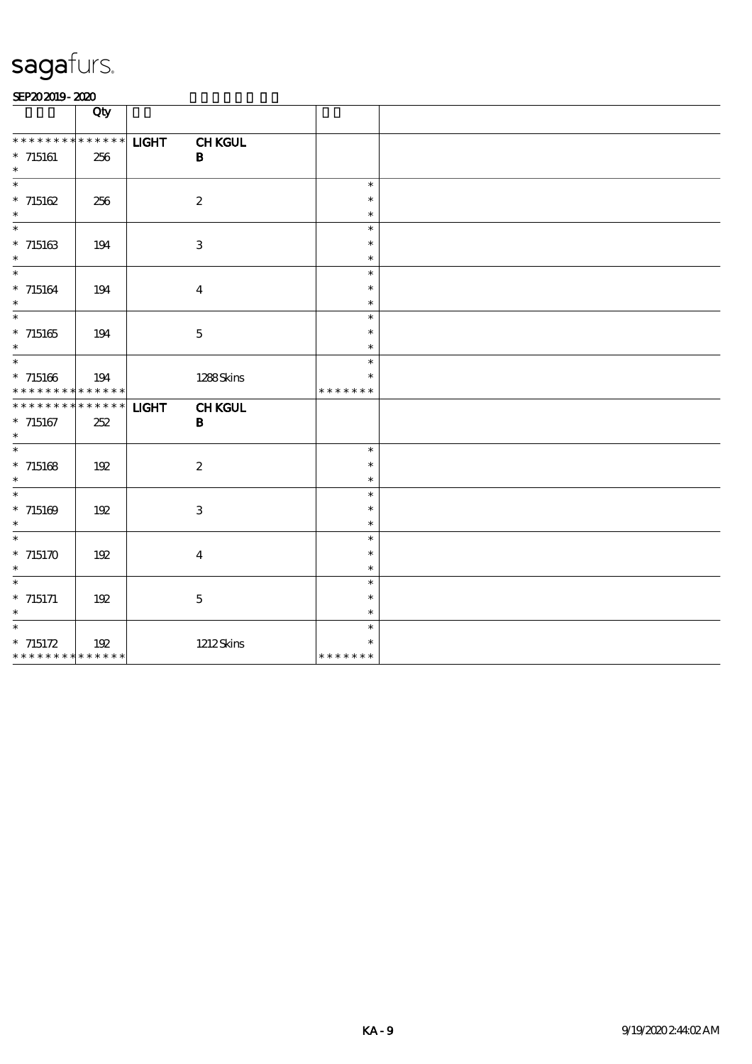**saga**furs.

SEP20 2019 - 2020

| | Qty | | | | |
|---|---|---|---|---|---|
| * * * * * * * * * * * * * * | | LIGHT | CH KGUL | | |
| * 715161 | 256 | | B | | |
| * 715162 | 256 | | 2 | * | |
| * 715163 | 194 | | 3 | * | |
| * 715164 | 194 | | 4 | * | |
| * 715165 | 194 | | 5 | * | |
| * 715166 | 194 | | 1288 Skins | * * * * * * * | |
| * * * * * * * * * * * * * * | | LIGHT | CH KGUL | | |
| * 715167 | 252 | | B | | |
| * 715168 | 192 | | 2 | * | |
| * 715169 | 192 | | 3 | * | |
| * 715170 | 192 | | 4 | * | |
| * 715171 | 192 | | 5 | * | |
| * 715172 | 192 | | 1212 Skins | * * * * * * * | |

KA - 9 9/19/2020 2:44:02 AM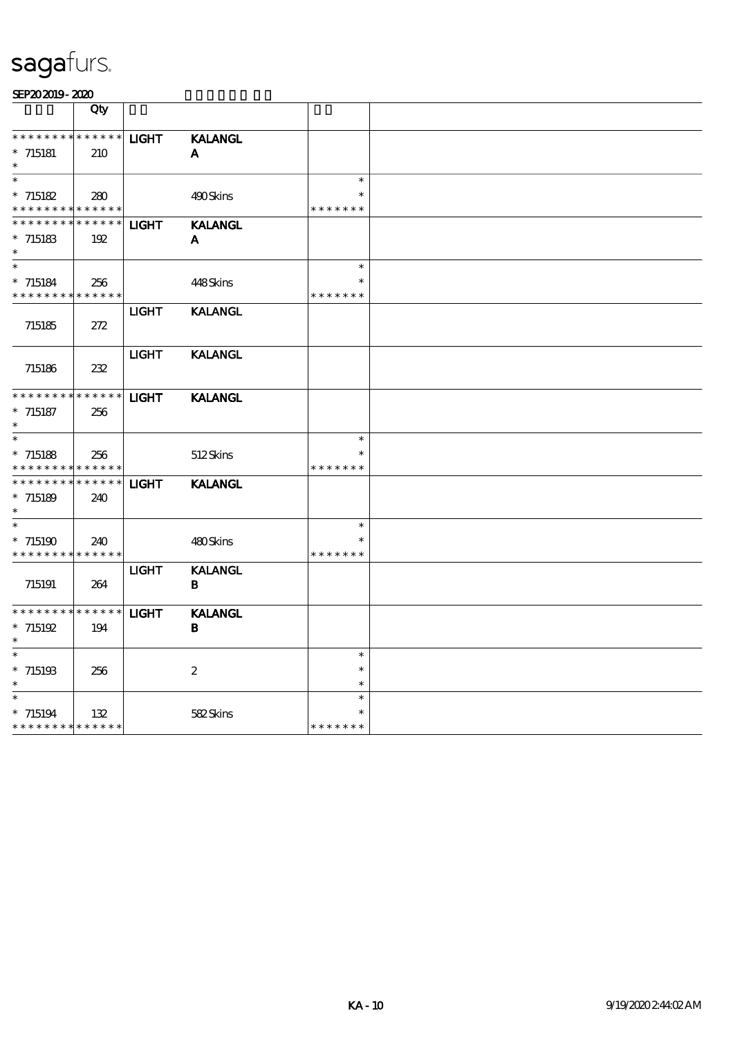sagafurs.

SEP20 2019 - 2020

| | Qty | | | | |
|---|---|---|---|---|---|
| * * * * * * * * * * * * * * | | LIGHT | KALANGL | | |
| * 715181 | 210 | | A | | |
| * | | | | | |
| * | | | | * | |
| * 715182 | 280 | | 490 Skins | * | |
| * * * * * * * * * * * * * * | | | | * * * * * * * | |
| * * * * * * * * * * * * * * | | LIGHT | KALANGL | | |
| * 715183 | 192 | | A | | |
| * | | | | | |
| * | | | | * | |
| * 715184 | 256 | | 448 Skins | * | |
| * * * * * * * * * * * * * * | | | | * * * * * * * | |
| 715185 | 272 | LIGHT | KALANGL | | |
| 715186 | 232 | LIGHT | KALANGL | | |
| * * * * * * * * * * * * * * | | LIGHT | KALANGL | | |
| * 715187 | 256 | | | | |
| * | | | | | |
| * | | | | * | |
| * 715188 | 256 | | 512 Skins | * | |
| * * * * * * * * * * * * * * | | | | * * * * * * * | |
| * * * * * * * * * * * * * * | | LIGHT | KALANGL | | |
| * 715189 | 240 | | | | |
| * | | | | | |
| * | | | | * | |
| * 715190 | 240 | | 480 Skins | * | |
| * * * * * * * * * * * * * * | | | | * * * * * * * | |
| 715191 | 264 | LIGHT | KALANGL B | | |
| * * * * * * * * * * * * * * | | LIGHT | KALANGL | | |
| * 715192 | 194 | | B | | |
| * | | | | | |
| * | | | | * | |
| * 715193 | 256 | | 2 | * | |
| * | | | | * | |
| * | | | | * | |
| * 715194 | 132 | | 582 Skins | * | |
| * * * * * * * * * * * * * * | | | | * * * * * * * | |

KA - 10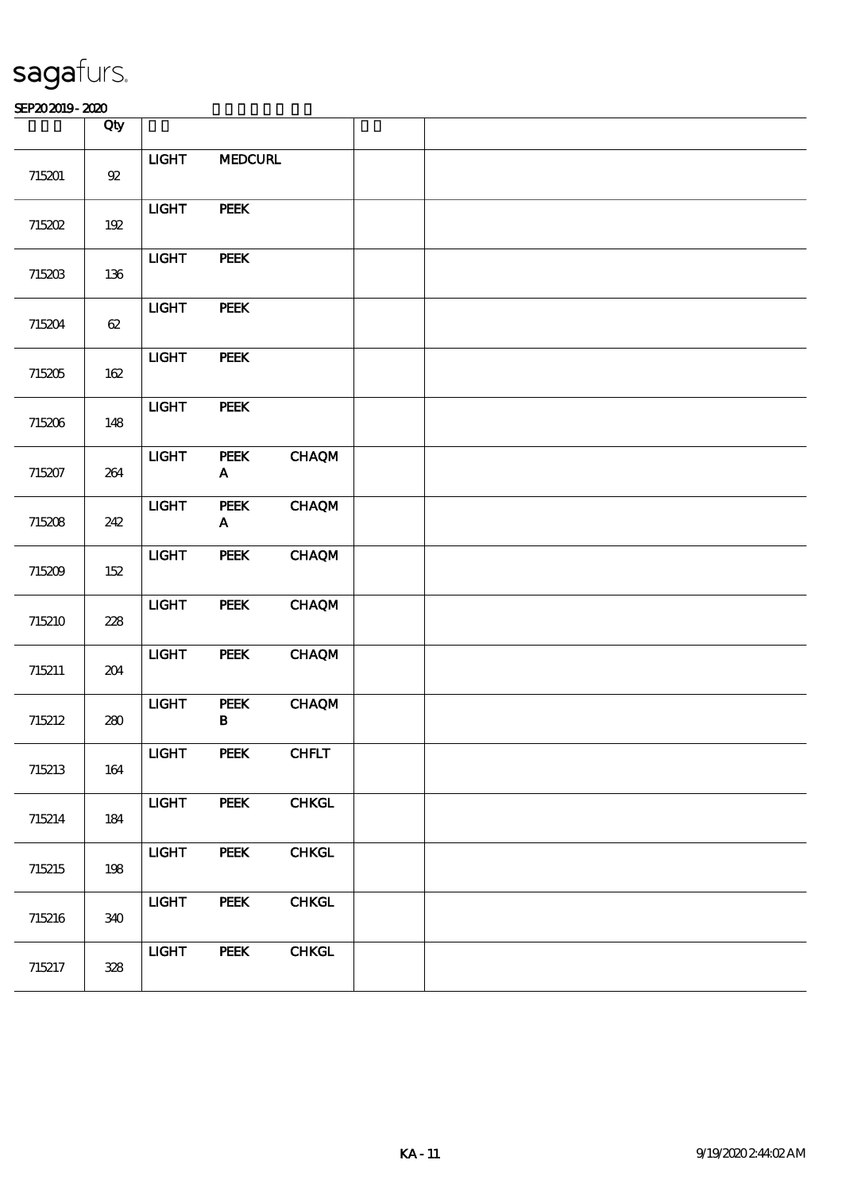sagafurs.

SEP20 2019 - 2020

| | Qty | | | | | |
|---|---|---|---|---|---|---|
| 715201 | 92 | LIGHT | MEDCURL | | | |
| 715202 | 192 | LIGHT | PEEK | | | |
| 715203 | 136 | LIGHT | PEEK | | | |
| 715204 | 62 | LIGHT | PEEK | | | |
| 715205 | 162 | LIGHT | PEEK | | | |
| 715206 | 148 | LIGHT | PEEK | | | |
| 715207 | 264 | LIGHT | PEEK A | CHAQM | | |
| 715208 | 242 | LIGHT | PEEK A | CHAQM | | |
| 715209 | 152 | LIGHT | PEEK | CHAQM | | |
| 715210 | 228 | LIGHT | PEEK | CHAQM | | |
| 715211 | 204 | LIGHT | PEEK | CHAQM | | |
| 715212 | 280 | LIGHT | PEEK B | CHAQM | | |
| 715213 | 164 | LIGHT | PEEK | CHFLT | | |
| 715214 | 184 | LIGHT | PEEK | CHKGL | | |
| 715215 | 198 | LIGHT | PEEK | CHKGL | | |
| 715216 | 340 | LIGHT | PEEK | CHKGL | | |
| 715217 | 328 | LIGHT | PEEK | CHKGL | | |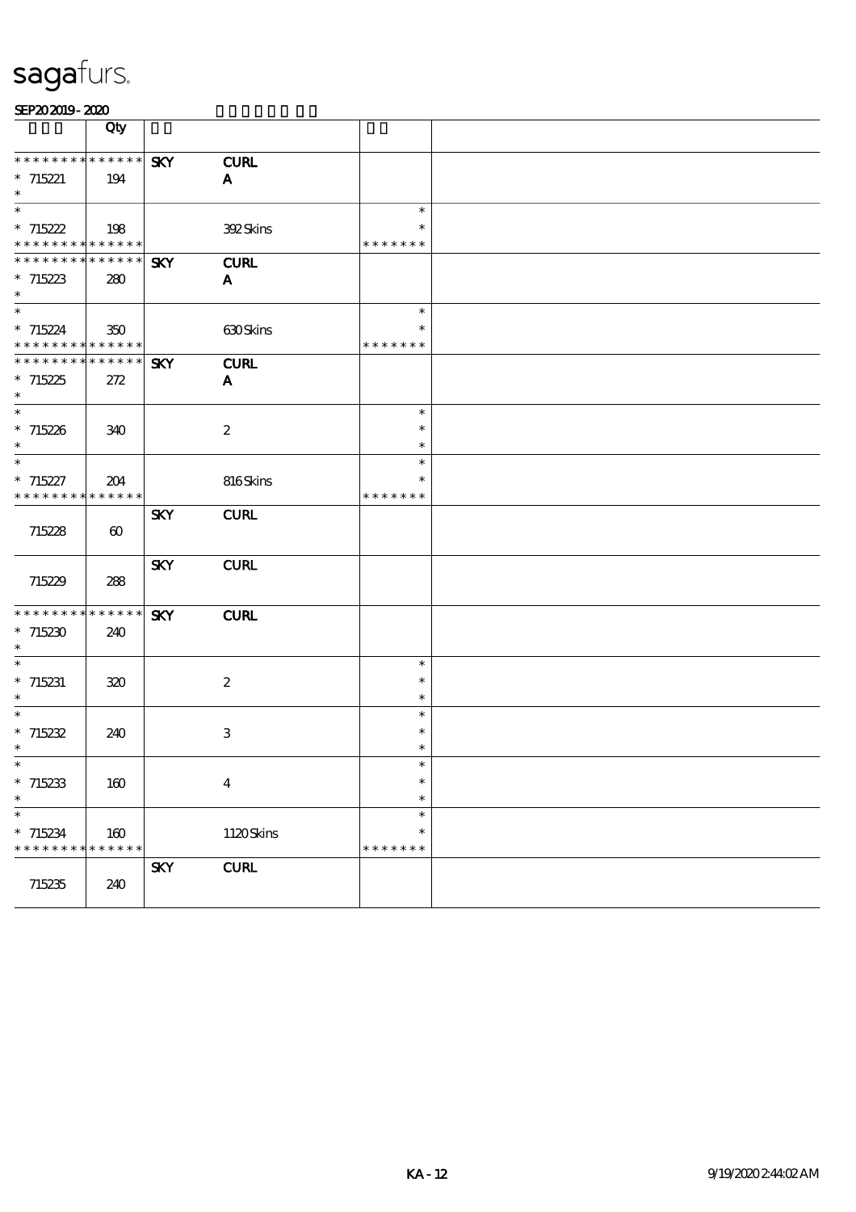# sagafurs.

SEP20 2019 - 2020

| | Qty | | | | |
|---|---|---|---|---|---|
| * * * * * * * * * * * * * * | | SKY | CURL | | |
| * 715221 | 194 | | A | | |
| * | | | | | |
| * | | | | * | |
| * 715222 | 198 | | 392 Skins | * | |
| * * * * * * * * * * * * * * | | | | * * * * * * * | |
| * * * * * * * * * * * * * * | | SKY | CURL | | |
| * 715223 | 280 | | A | | |
| * | | | | | |
| * | | | | * | |
| * 715224 | 350 | | 630 Skins | * | |
| * * * * * * * * * * * * * * | | | | * * * * * * * | |
| * * * * * * * * * * * * * * | | SKY | CURL | | |
| * 715225 | 272 | | A | | |
| * | | | | | |
| * | | | | * | |
| * 715226 | 340 | | 2 | * | |
| * | | | | * | |
| * | | | | * | |
| * 715227 | 204 | | 816 Skins | * | |
| * * * * * * * * * * * * * * | | | | * * * * * * * | |
| | | SKY | CURL | | |
| 715228 | 60 | | | | |
| | | SKY | CURL | | |
| 715229 | 288 | | | | |
| * * * * * * * * * * * * * * | | SKY | CURL | | |
| * 715230 | 240 | | | | |
| * | | | | | |
| * | | | | * | |
| * 715231 | 320 | | 2 | * | |
| * | | | | * | |
| * | | | | * | |
| * 715232 | 240 | | 3 | * | |
| * | | | | * | |
| * | | | | * | |
| * 715233 | 160 | | 4 | * | |
| * | | | | * | |
| * | | | | * | |
| * 715234 | 160 | | 1120 Skins | * | |
| * * * * * * * * * * * * * * | | | | * * * * * * * | |
| | | SKY | CURL | | |
| 715235 | 240 | | | | |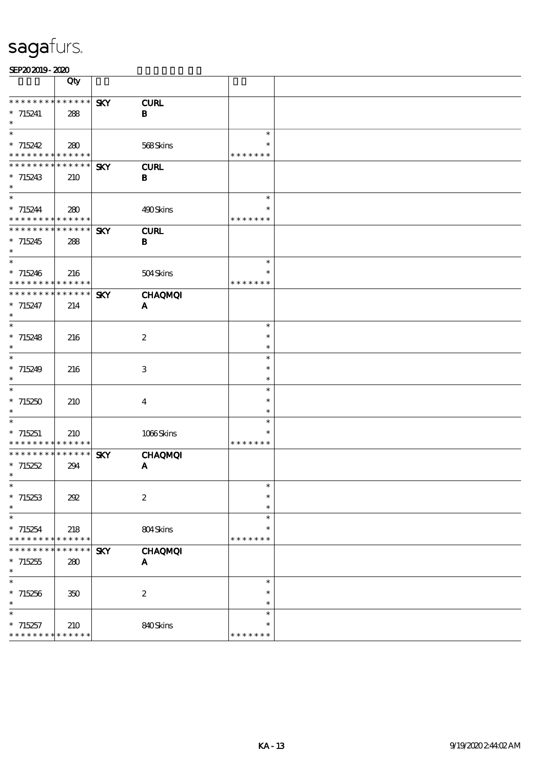# sagafurs.

SEP20 2019 - 2020

| | Qty | | | | |
|---|---|---|---|---|---|
| * * * * * * * * * * * * * * | * * * * * * | SKY | **CURL** | | |
| * 715241 | 288 | | **B** | | |
| * | | | | | |
| * | | | | * | |
| * 715242 | 280 | | 568 Skins | * | |
| * * * * * * * * * * * * * * | | | | * * * * * * * | |
| * * * * * * * * * * * * * * | * * * * * * | SKY | **CURL** | | |
| * 715243 | 210 | | **B** | | |
| * | | | | | |
| * | | | | * | |
| * 715244 | 280 | | 490 Skins | * | |
| * * * * * * * * * * * * * * | | | | * * * * * * * | |
| * * * * * * * * * * * * * * | * * * * * * | SKY | **CURL** | | |
| * 715245 | 288 | | **B** | | |
| * | | | | | |
| * | | | | * | |
| * 715246 | 216 | | 504 Skins | * | |
| * * * * * * * * * * * * * * | | | | * * * * * * * | |
| * * * * * * * * * * * * * * | * * * * * * | SKY | **CHAQMQI** | | |
| * 715247 | 214 | | **A** | | |
| * | | | | | |
| * | | | | * | |
| * 715248 | 216 | | 2 | * | |
| * | | | | * | |
| * | | | | * | |
| * 715249 | 216 | | 3 | * | |
| * | | | | * | |
| * | | | | * | |
| * 715250 | 210 | | 4 | * | |
| * | | | | * | |
| * | | | | * | |
| * 715251 | 210 | | 1066 Skins | * | |
| * * * * * * * * * * * * * * | | | | * * * * * * * | |
| * * * * * * * * * * * * * * | * * * * * * | SKY | **CHAQMQI** | | |
| * 715252 | 294 | | **A** | | |
| * | | | | | |
| * | | | | * | |
| * 715253 | 292 | | 2 | * | |
| * | | | | * | |
| * | | | | * | |
| * 715254 | 218 | | 804 Skins | * | |
| * * * * * * * * * * * * * * | | | | * * * * * * * | |
| * * * * * * * * * * * * * * | * * * * * * | SKY | **CHAQMQI** | | |
| * 715255 | 280 | | **A** | | |
| * | | | | | |
| * | | | | * | |
| * 715256 | 350 | | 2 | * | |
| * | | | | * | |
| * | | | | * | |
| * 715257 | 210 | | 840 Skins | * | |
| * * * * * * * * * * * * * * | | | | * * * * * * * | |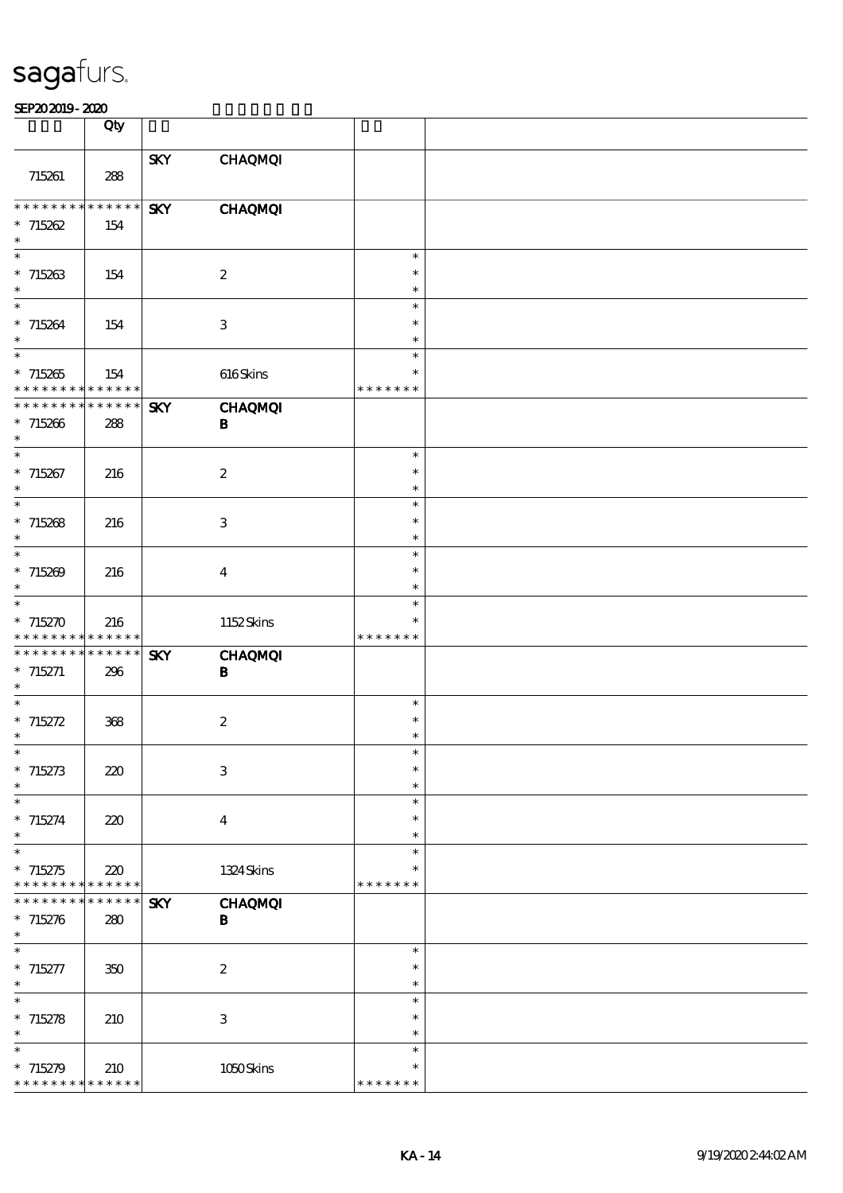| | Qty | | | | |
|---|---|---|---|---|---|
| 715261 | 288 | SKY | CHAQMQI | | |
| * * * * * * * * * * * * * * 715262 * | 154 | SKY | CHAQMQI | | |
| * * 715263 * | 154 | | 2 | * * * | |
| * * 715264 * | 154 | | 3 | * * * | |
| * * 715265 * * * * * * * * * * * * * | 154 | | 616 Skins | * * * * * * * * | |
| * * * * * * * * * * * * * * 715266 * | 288 | SKY | CHAQMQI B | | |
| * * 715267 * | 216 | | 2 | * * * | |
| * * 715268 * | 216 | | 3 | * * * | |
| * * 715269 * | 216 | | 4 | * * * | |
| * * 715270 * * * * * * * * * * * * * | 216 | | 1152 Skins | * * * * * * * * | |
| * * * * * * * * * * * * * * 715271 * | 296 | SKY | CHAQMQI B | | |
| * * 715272 * | 368 | | 2 | * * * | |
| * * 715273 * | 220 | | 3 | * * * | |
| * * 715274 * | 220 | | 4 | * * * | |
| * * 715275 * * * * * * * * * * * * * | 220 | | 1324 Skins | * * * * * * * * | |
| * * * * * * * * * * * * * * 715276 * | 280 | SKY | CHAQMQI B | | |
| * * 715277 * | 350 | | 2 | * * * | |
| * * 715278 * | 210 | | 3 | * * * | |
| * * 715279 * * * * * * * * * * * * * | 210 | | 1050 Skins | * * * * * * * * | |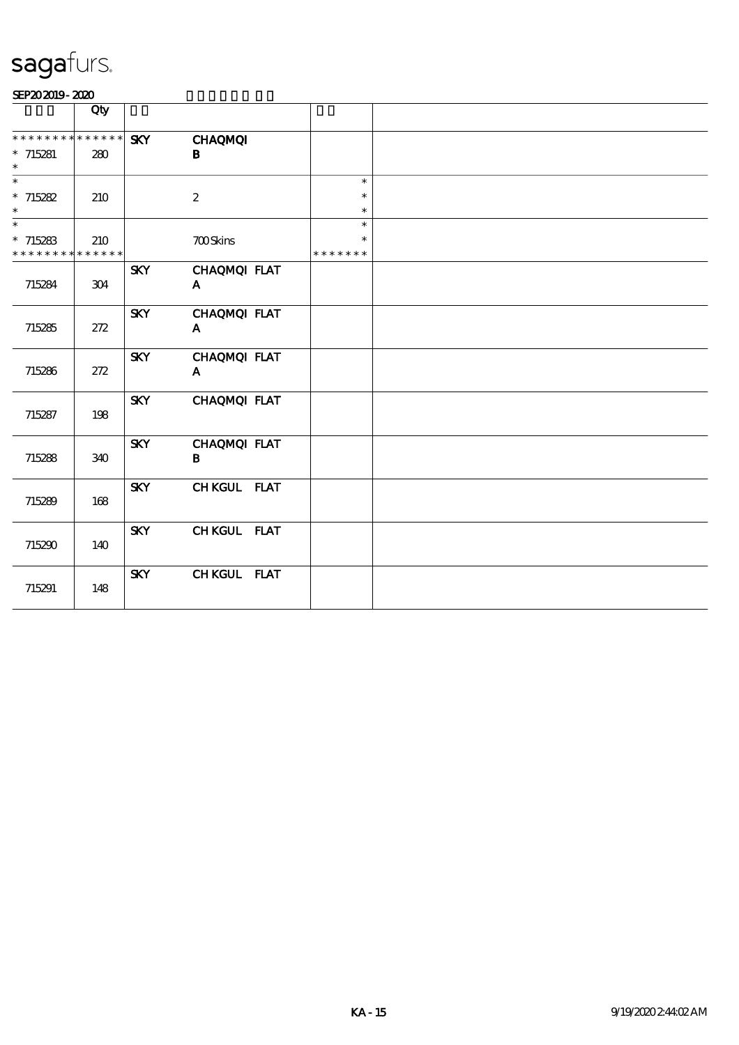# sagafurs.

SEP20 2019 - 2020

| | Qty | | | | |
|---|---|---|---|---|---|
| * * * * * * * * * * * * * * | | SKY | CHAQMQI | | |
| * 715281 | 280 | | B | | |
| * | | | | | |
| * | | | | * | |
| * 715282 | 210 | | 2 | * | |
| * | | | | * | |
| * | | | | * | |
| * 715283 | 210 | | 700 Skins | * | |
| * * * * * * * * * * * * * * | | | | * * * * * * * | |
| | | SKY | CHAQMQI FLAT | | |
| 715284 | 304 | | A | | |
| | | SKY | CHAQMQI FLAT | | |
| 715285 | 272 | | A | | |
| | | SKY | CHAQMQI FLAT | | |
| 715286 | 272 | | A | | |
| | | SKY | CHAQMQI FLAT | | |
| 715287 | 198 | | | | |
| | | SKY | CHAQMQI FLAT | | |
| 715288 | 340 | | B | | |
| | | SKY | CH KGUL FLAT | | |
| 715289 | 168 | | | | |
| | | SKY | CH KGUL FLAT | | |
| 715290 | 140 | | | | |
| | | SKY | CH KGUL FLAT | | |
| 715291 | 148 | | | | |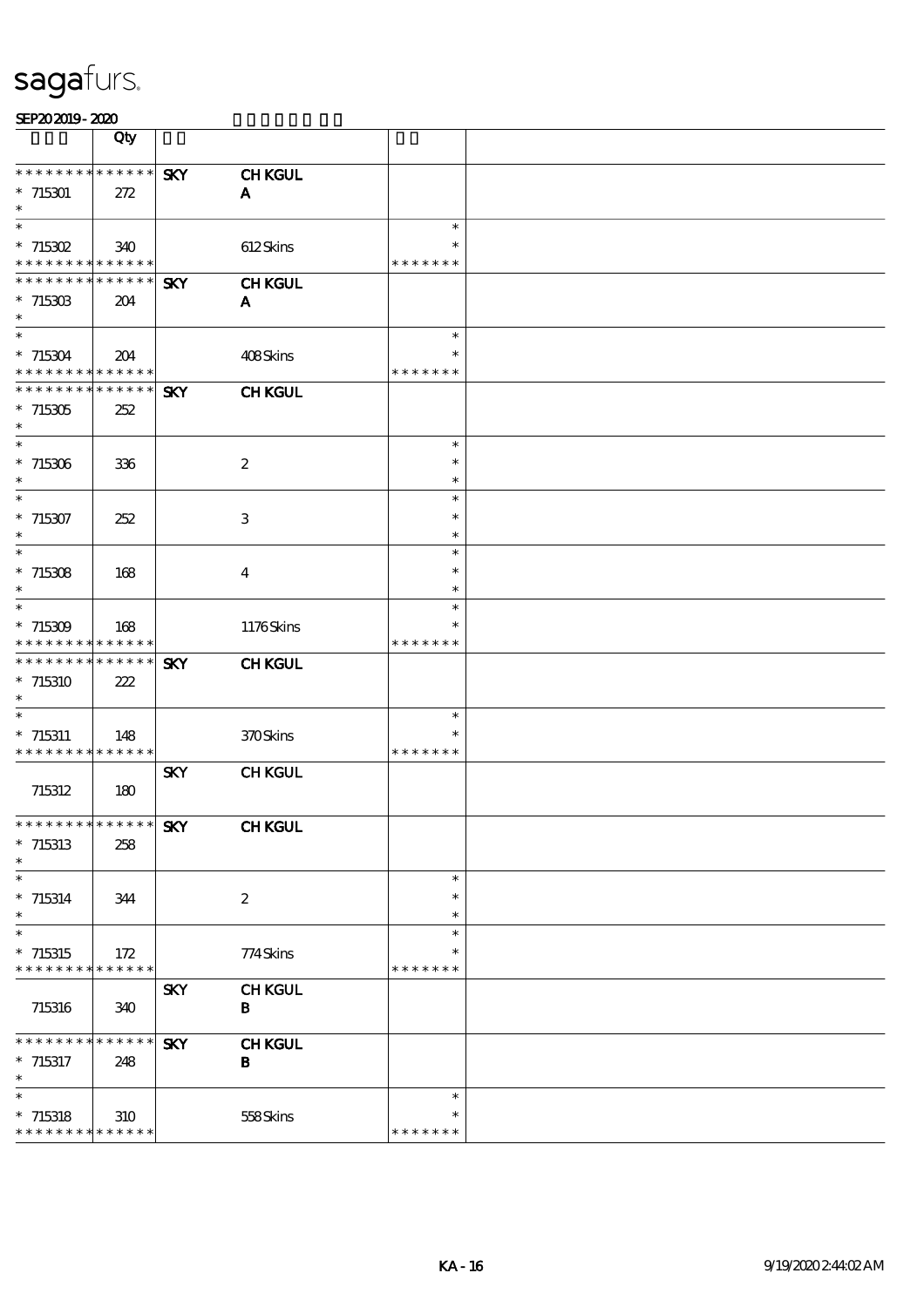| | Qty | | | | |
|---|---|---|---|---|---|
| * * * * * * * * * * * * * * | | SKY | CH KGUL | | |
| * 715301 | 272 | | A | | |
| * | | | | | |
| * | | | | * | |
| * 715302 | 340 | | 612 Skins | * | |
| * * * * * * * * * * * * * * | | | | * * * * * * * | |
| * * * * * * * * * * * * * * | | SKY | CH KGUL | | |
| * 715303 | 204 | | A | | |
| * | | | | | |
| * | | | | * | |
| * 715304 | 204 | | 408 Skins | * | |
| * * * * * * * * * * * * * * | | | | * * * * * * * | |
| * * * * * * * * * * * * * * | | SKY | CH KGUL | | |
| * 715305 | 252 | | | | |
| * | | | | | |
| * | | | | * | |
| * 715306 | 336 | | 2 | * | |
| * | | | | * | |
| * | | | | * | |
| * 715307 | 252 | | 3 | * | |
| * | | | | * | |
| * | | | | * | |
| * 715308 | 168 | | 4 | * | |
| * | | | | * | |
| * | | | | * | |
| * 715309 | 168 | | 1176 Skins | * | |
| * * * * * * * * * * * * * * | | | | * * * * * * * | |
| * * * * * * * * * * * * * * | | SKY | CH KGUL | | |
| * 715310 | 222 | | | | |
| * | | | | | |
| * | | | | * | |
| * 715311 | 148 | | 370 Skins | * | |
| * * * * * * * * * * * * * * | | | | * * * * * * * | |
| | | SKY | CH KGUL | | |
| 715312 | 180 | | | | |
| * * * * * * * * * * * * * * | | SKY | CH KGUL | | |
| * 715313 | 258 | | | | |
| * | | | | | |
| * | | | | * | |
| * 715314 | 344 | | 2 | * | |
| * | | | | * | |
| * | | | | * | |
| * 715315 | 172 | | 774 Skins | * | |
| * * * * * * * * * * * * * * | | | | * * * * * * * | |
| | | SKY | CH KGUL | | |
| 715316 | 340 | | B | | |
| * * * * * * * * * * * * * * | | SKY | CH KGUL | | |
| * 715317 | 248 | | B | | |
| * | | | | | |
| * | | | | * | |
| * 715318 | 310 | | 558 Skins | * | |
| * * * * * * * * * * * * * * | | | | * * * * * * * | |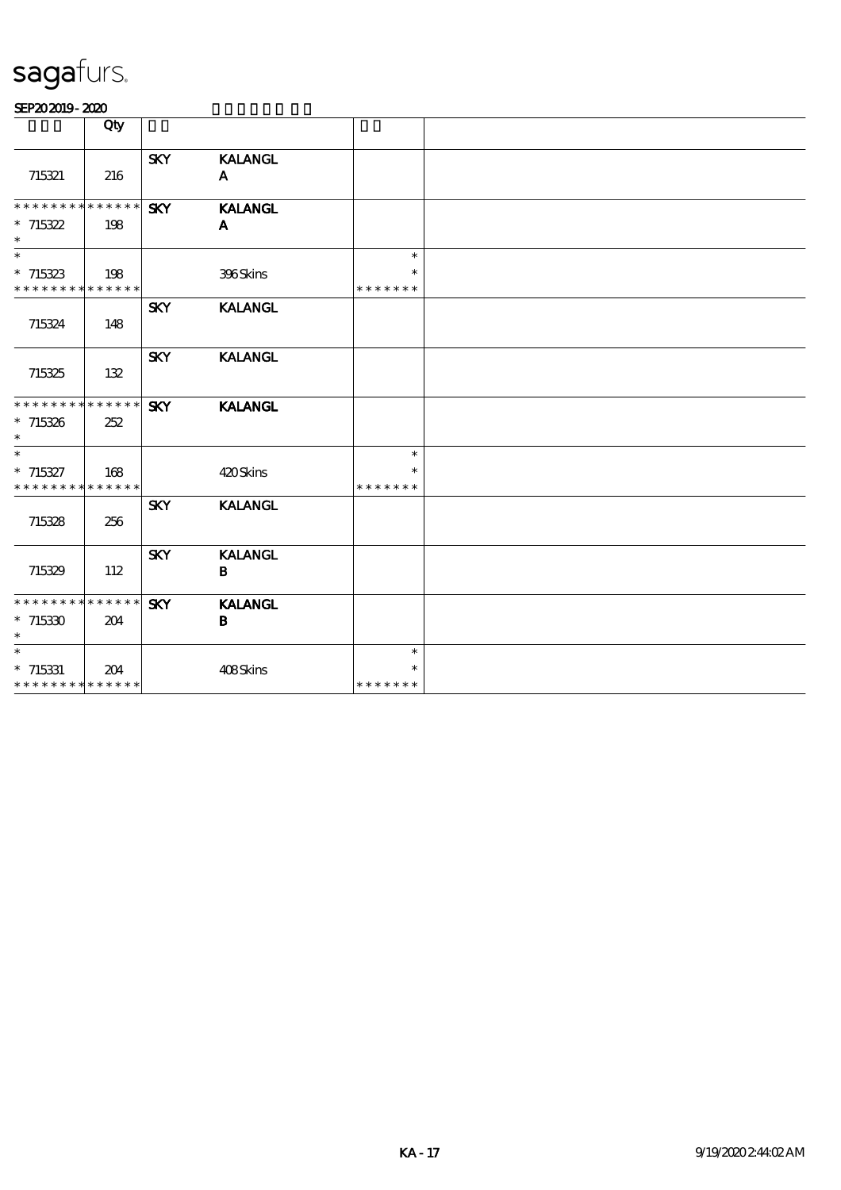# sagafurs.

SEP20 2019 - 2020

| | Qty | | | | |
|---|---|---|---|---|---|
| 715321 | 216 | SKY | KALANGL A | | |
| * * * * * * * * * * * * * * 715322 * | 198 | SKY | KALANGL A | | |
| * * 715323 * * * * * * * * * * * * * * | 198 | | 396 Skins | * * * * * * * * * | |
| 715324 | 148 | SKY | KALANGL | | |
| 715325 | 132 | SKY | KALANGL | | |
| * * * * * * * * * * * * * * 715326 * | 252 | SKY | KALANGL | | |
| * * 715327 * * * * * * * * * * * * * * | 168 | | 420 Skins | * * * * * * * * * | |
| 715328 | 256 | SKY | KALANGL | | |
| 715329 | 112 | SKY | KALANGL B | | |
| * * * * * * * * * * * * * * 715330 * | 204 | SKY | KALANGL B | | |
| * * 715331 * * * * * * * * * * * * * * | 204 | | 408 Skins | * * * * * * * * * | |

KA - 17 9/19/2020 2:44:02 AM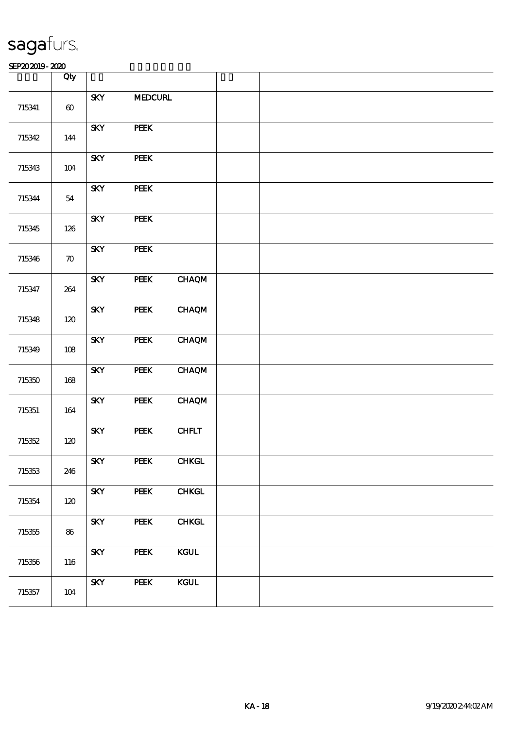sagafurs.

SEP20 2019 - 2020

| | Qty | | | | | |
|---|---|---|---|---|---|---|
| 715341 | 60 | SKY | MEDCURL | | | |
| 715342 | 144 | SKY | PEEK | | | |
| 715343 | 104 | SKY | PEEK | | | |
| 715344 | 54 | SKY | PEEK | | | |
| 715345 | 126 | SKY | PEEK | | | |
| 715346 | 70 | SKY | PEEK | | | |
| 715347 | 264 | SKY | PEEK | CHAQM | | |
| 715348 | 120 | SKY | PEEK | CHAQM | | |
| 715349 | 108 | SKY | PEEK | CHAQM | | |
| 715350 | 168 | SKY | PEEK | CHAQM | | |
| 715351 | 164 | SKY | PEEK | CHAQM | | |
| 715352 | 120 | SKY | PEEK | CHFLT | | |
| 715353 | 246 | SKY | PEEK | CHKGL | | |
| 715354 | 120 | SKY | PEEK | CHKGL | | |
| 715355 | 86 | SKY | PEEK | CHKGL | | |
| 715356 | 116 | SKY | PEEK | KGUL | | |
| 715357 | 104 | SKY | PEEK | KGUL | | |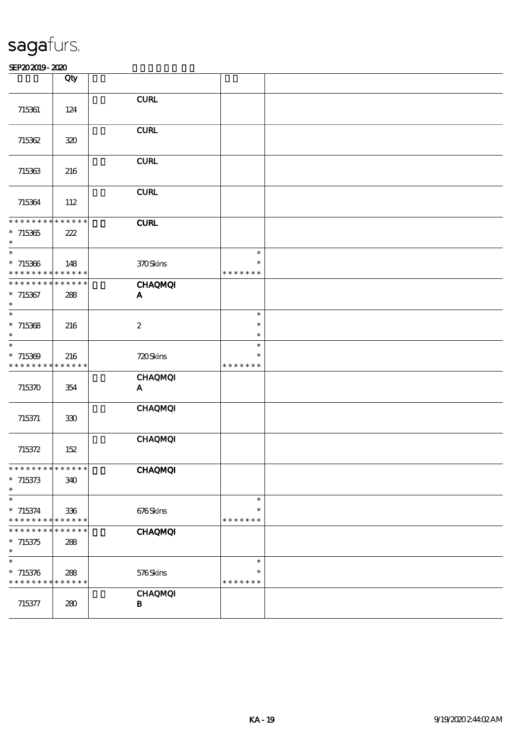# sagafurs.

SEP20 2019 - 2020

| | Qty | | | | |
|---|---|---|---|---|---|
| 715361 | 124 | | CURL | | |
| 715362 | 320 | | CURL | | |
| 715363 | 216 | | CURL | | |
| 715364 | 112 | | CURL | | |
| * * * * * * * * * * * * * *<br>* 715365<br>* | 222 | | CURL | | |
| *<br>* 715366<br>* * * * * * * * * * * * * * | 148 | | 370 Skins | *<br>*<br>* * * * * * * | |
| * * * * * * * * * * * * * *<br>* 715367<br>* | 288 | | CHAQMQI<br>A | | |
| *<br>* 715368<br>* | 216 | | 2 | *<br>*<br>* | |
| *<br>* 715369<br>* * * * * * * * * * * * * * | 216 | | 720 Skins | *<br>*<br>* * * * * * * | |
| 715370 | 354 | | CHAQMQI<br>A | | |
| 715371 | 330 | | CHAQMQI | | |
| 715372 | 152 | | CHAQMQI | | |
| * * * * * * * * * * * * * *<br>* 715373<br>* | 340 | | CHAQMQI | | |
| *<br>* 715374<br>* * * * * * * * * * * * * * | 336 | | 676 Skins | *<br>*<br>* * * * * * * | |
| * * * * * * * * * * * * * *<br>* 715375<br>* | 288 | | CHAQMQI | | |
| *<br>* 715376<br>* * * * * * * * * * * * * * | 288 | | 576 Skins | *<br>*<br>* * * * * * * | |
| 715377 | 280 | | CHAQMQI<br>B | | |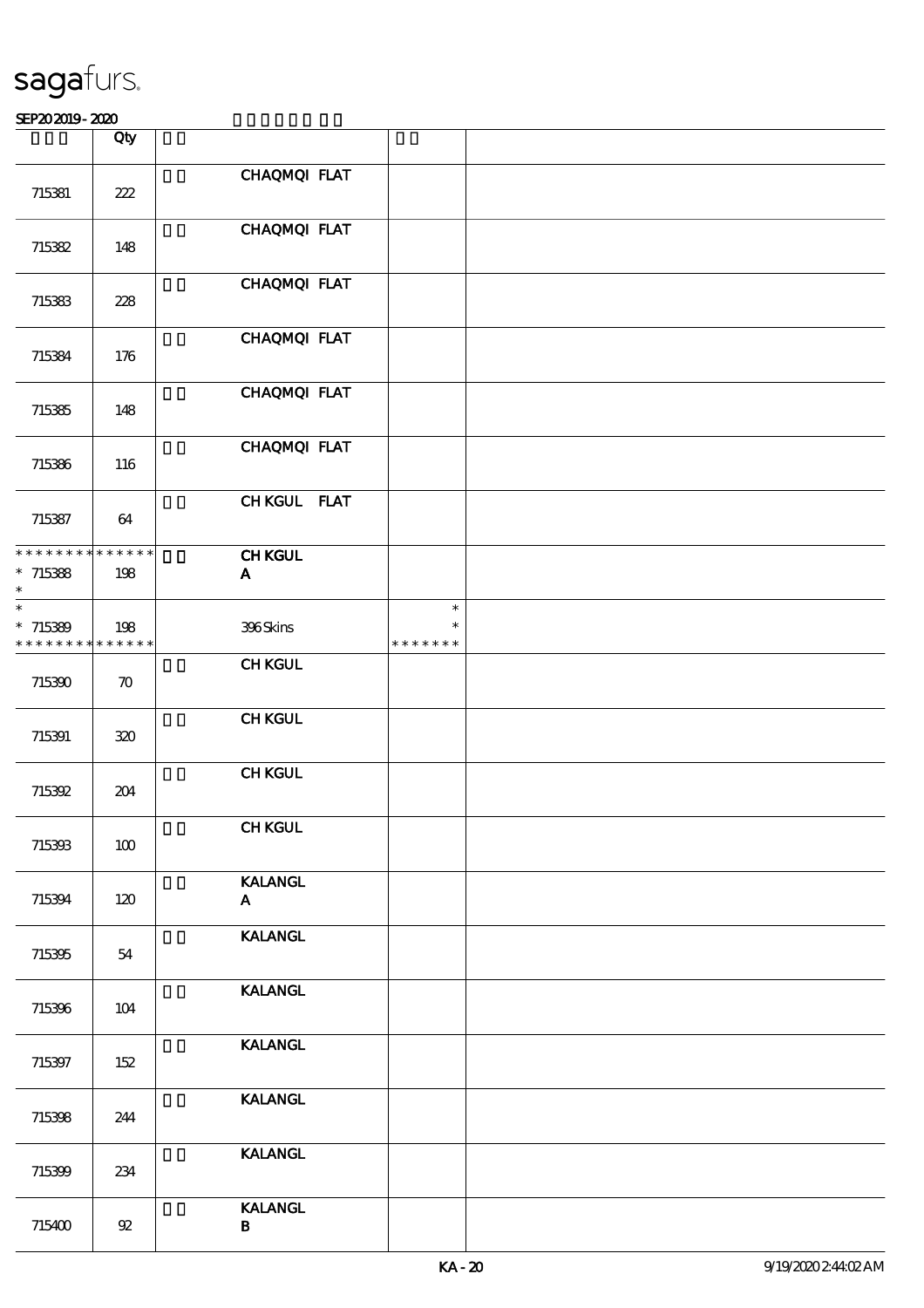# sagafurs.

SEP20 2019 - 2020

| | Qty | | | |
|---|---|---|---|---|
| 715381 | 222 | | CHAQMQI FLAT | |
| 715382 | 148 | | CHAQMQI FLAT | |
| 715383 | 228 | | CHAQMQI FLAT | |
| 715384 | 176 | | CHAQMQI FLAT | |
| 715385 | 148 | | CHAQMQI FLAT | |
| 715386 | 116 | | CHAQMQI FLAT | |
| 715387 | 64 | | CH KGUL FLAT | |
| * * * * * * * * * * * * * * * 715388 * | 198 | | CH KGUL A | |
| * * 715389 * * * * * * * * * * * * * * | 198 | | 396 Skins | * * * * * * * * * |
| 715390 | 70 | | CH KGUL | |
| 715391 | 320 | | CH KGUL | |
| 715392 | 204 | | CH KGUL | |
| 715393 | 100 | | CH KGUL | |
| 715394 | 120 | | KALANGL A | |
| 715395 | 54 | | KALANGL | |
| 715396 | 104 | | KALANGL | |
| 715397 | 152 | | KALANGL | |
| 715398 | 244 | | KALANGL | |
| 715399 | 234 | | KALANGL | |
| 715400 | 92 | | KALANGL B | |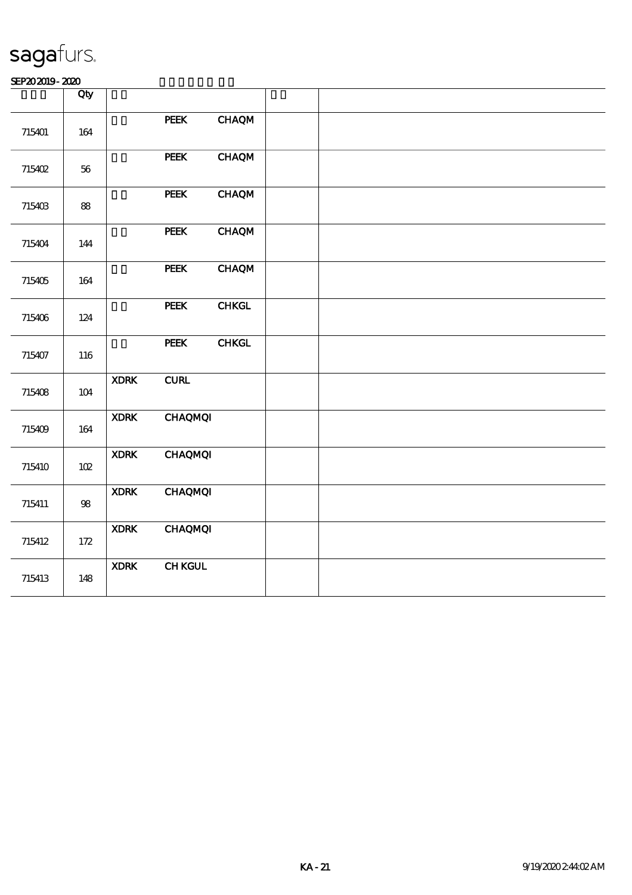sagafurs.

SEP20 2019 - 2020

| | Qty | | | | | |
|---|---|---|---|---|---|---|
| 715401 | 164 | | PEEK | CHAQM | | |
| 715402 | 56 | | PEEK | CHAQM | | |
| 715403 | 88 | | PEEK | CHAQM | | |
| 715404 | 144 | | PEEK | CHAQM | | |
| 715405 | 164 | | PEEK | CHAQM | | |
| 715406 | 124 | | PEEK | CHKGL | | |
| 715407 | 116 | | PEEK | CHKGL | | |
| 715408 | 104 | XDRK | CURL | | | |
| 715409 | 164 | XDRK | CHAQMQI | | | |
| 715410 | 102 | XDRK | CHAQMQI | | | |
| 715411 | 98 | XDRK | CHAQMQI | | | |
| 715412 | 172 | XDRK | CHAQMQI | | | |
| 715413 | 148 | XDRK | CH KGUL | | | |

KA - 21

9/19/2020 2:44:02 AM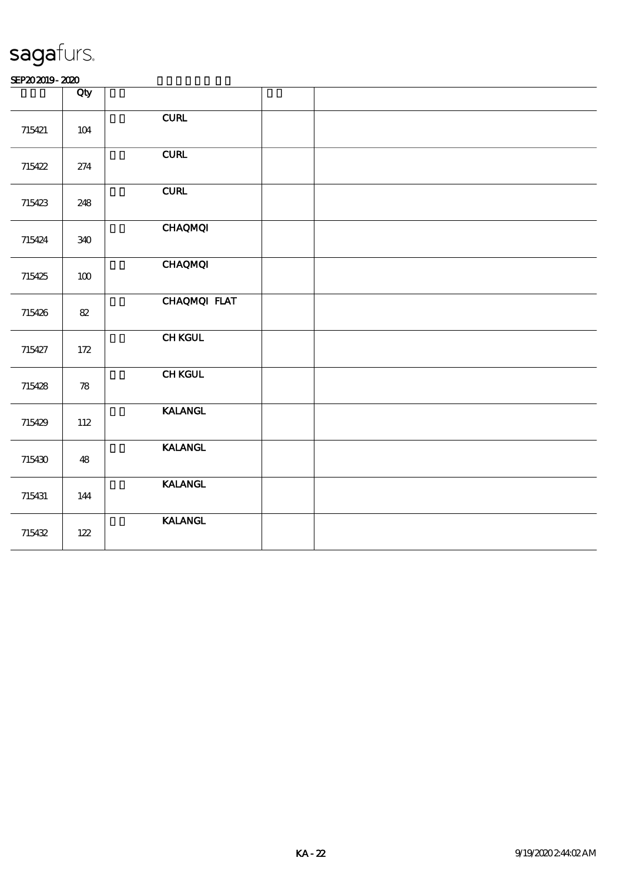sagafurs.

SEP20 2019 - 2020

| | Qty | | | |
|---|---|---|---|---|
| 715421 | 104 | CURL | | |
| 715422 | 274 | CURL | | |
| 715423 | 248 | CURL | | |
| 715424 | 340 | CHAQMQI | | |
| 715425 | 100 | CHAQMQI | | |
| 715426 | 82 | CHAQMQI FLAT | | |
| 715427 | 172 | CH KGUL | | |
| 715428 | 78 | CH KGUL | | |
| 715429 | 112 | KALANGL | | |
| 715430 | 48 | KALANGL | | |
| 715431 | 144 | KALANGL | | |
| 715432 | 122 | KALANGL | | |

KA - 22

9/19/2020 2:44:02 AM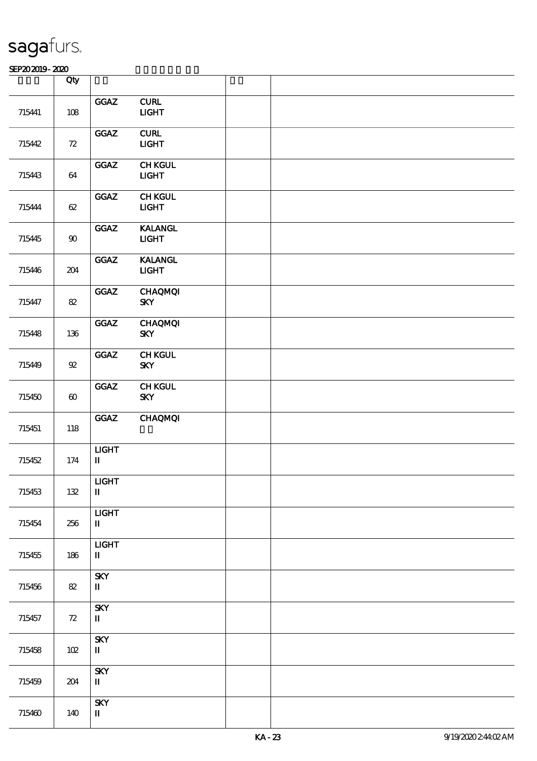sagafurs.

SEP20 2019 - 2020

| | Qty | | | |
|---|---|---|---|---|
| 715441 | 108 | GGAZ CURL LIGHT | | |
| 715442 | 72 | GGAZ CURL LIGHT | | |
| 715443 | 64 | GGAZ CH KGUL LIGHT | | |
| 715444 | 62 | GGAZ CH KGUL LIGHT | | |
| 715445 | 90 | GGAZ KALANGL LIGHT | | |
| 715446 | 204 | GGAZ KALANGL LIGHT | | |
| 715447 | 82 | GGAZ CHAQMQI SKY | | |
| 715448 | 136 | GGAZ CHAQMQI SKY | | |
| 715449 | 92 | GGAZ CH KGUL SKY | | |
| 715450 | 60 | GGAZ CH KGUL SKY | | |
| 715451 | 118 | GGAZ CHAQMQI | | |
| 715452 | 174 | LIGHT II | | |
| 715453 | 132 | LIGHT II | | |
| 715454 | 256 | LIGHT II | | |
| 715455 | 186 | LIGHT II | | |
| 715456 | 82 | SKY II | | |
| 715457 | 72 | SKY II | | |
| 715458 | 102 | SKY II | | |
| 715459 | 204 | SKY II | | |
| 715460 | 140 | SKY II | | |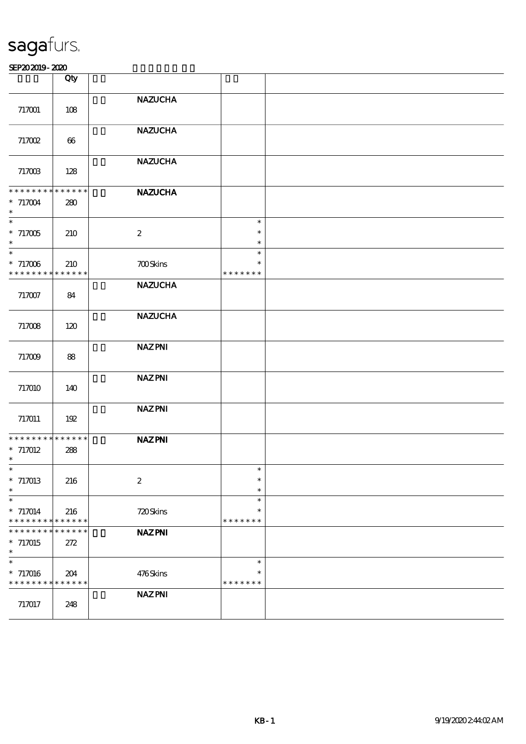sagafurs.

SEP20 2019 - 2020

| | Qty | | | |
|---|---|---|---|---|
| 717001 | 108 | NAZUCHA | | |
| 717002 | 66 | NAZUCHA | | |
| 717003 | 128 | NAZUCHA | | |
| * * * * * * * * * * * * * *<br>* 717004<br>* | 280 | NAZUCHA | | |
| *<br>* 717005<br>* | 210 | 2 | *<br>*<br>* | |
| *<br>* 717006<br>* * * * * * * * * * * * * * | 210 | 700 Skins | *<br>*<br>* * * * * * * | |
| 717007 | 84 | NAZUCHA | | |
| 717008 | 120 | NAZUCHA | | |
| 717009 | 88 | NAZ PNI | | |
| 717010 | 140 | NAZ PNI | | |
| 717011 | 192 | NAZ PNI | | |
| * * * * * * * * * * * * * *<br>* 717012<br>* | 288 | NAZ PNI | | |
| *<br>* 717013<br>* | 216 | 2 | *<br>*<br>* | |
| *<br>* 717014<br>* * * * * * * * * * * * * * | 216 | 720 Skins | *<br>*<br>* * * * * * * | |
| * * * * * * * * * * * * * *<br>* 717015<br>* | 272 | NAZ PNI | | |
| *<br>* 717016<br>* * * * * * * * * * * * * * | 204 | 476 Skins | *<br>*<br>* * * * * * * | |
| 717017 | 248 | NAZ PNI | | |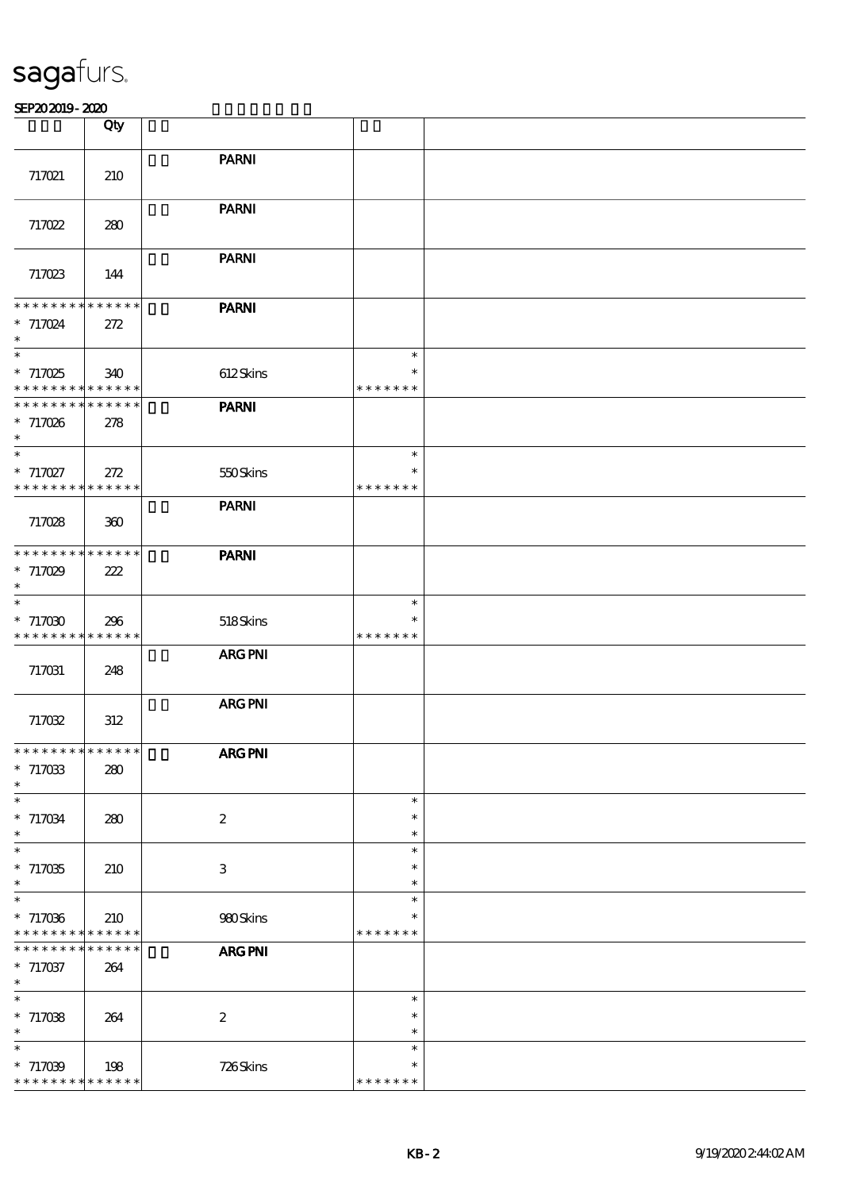# sagafurs.

SEP20 2019 - 2020

| | Qty | | | |
|---|---|---|---|---|
| 717021 | 210 | PARNI | | |
| 717022 | 280 | PARNI | | |
| 717023 | 144 | PARNI | | |
| * * * * * * * * * * * * * *<br>* 717024<br>* | 272 | PARNI | | |
| *<br>* 717025<br>* * * * * * * * * * * * * * | 340 | 612 Skins | *<br>*<br>* * * * * * * | |
| * * * * * * * * * * * * * *<br>* 717026<br>* | 278 | PARNI | | |
| *<br>* 717027<br>* * * * * * * * * * * * * * | 272 | 550 Skins | *<br>*<br>* * * * * * * | |
| 717028 | 360 | PARNI | | |
| * * * * * * * * * * * * * *<br>* 717029<br>* | 222 | PARNI | | |
| *<br>* 717030<br>* * * * * * * * * * * * * * | 296 | 518 Skins | *<br>*<br>* * * * * * * | |
| 717031 | 248 | ARG PNI | | |
| 717032 | 312 | ARG PNI | | |
| * * * * * * * * * * * * * *<br>* 717033<br>* | 280 | ARG PNI | | |
| *<br>* 717034<br>* | 280 | 2 | *<br>*<br>* | |
| *<br>* 717035<br>* | 210 | 3 | *<br>*<br>* | |
| *<br>* 717036<br>* * * * * * * * * * * * * * | 210 | 980 Skins | *<br>*<br>* * * * * * * | |
| * * * * * * * * * * * * * *<br>* 717037<br>* | 264 | ARG PNI | | |
| *<br>* 717038<br>* | 264 | 2 | *<br>*<br>* | |
| *<br>* 717039<br>* * * * * * * * * * * * * * | 198 | 726 Skins | *<br>*<br>* * * * * * * | |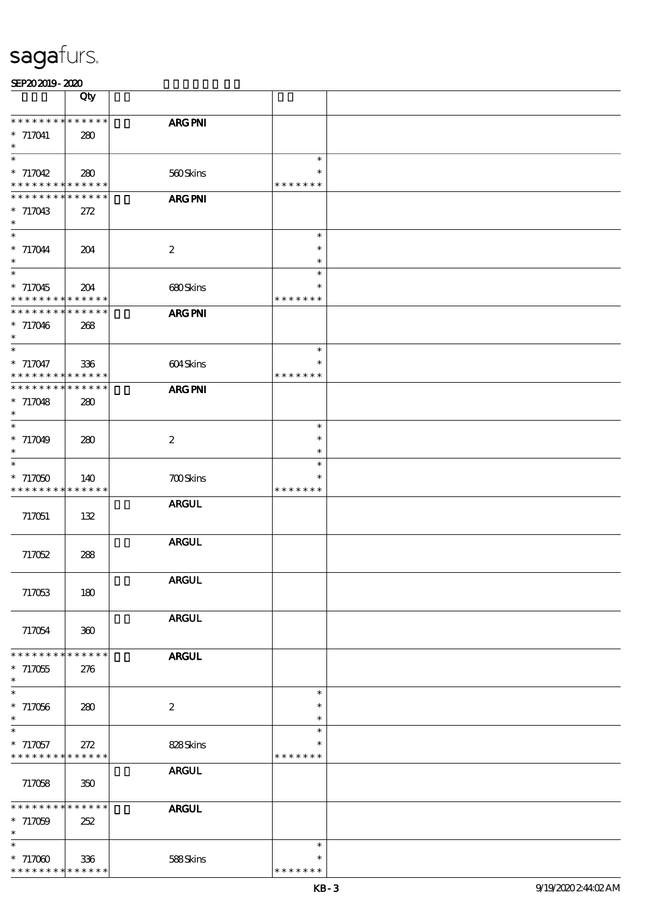sagafurs.

SEP20 2019 - 2020

| | Qty | | | |
|---|---|---|---|---|
| * * * * * * * * * * * * * * | | ARG PNI | | |
| * 717041 | 280 | | | |
| * | | | | |
| * | | | * | |
| * 717042 | 280 | 560 Skins | * | |
| * * * * * * * * * * * * * * | | | * * * * * * * | |
| * * * * * * * * * * * * * * | | ARG PNI | | |
| * 717043 | 272 | | | |
| * | | | | |
| * | | | * | |
| * 717044 | 204 | 2 | * | |
| * | | | * | |
| * | | | * | |
| * 717045 | 204 | 680 Skins | * | |
| * * * * * * * * * * * * * * | | | * * * * * * * | |
| * * * * * * * * * * * * * * | | ARG PNI | | |
| * 717046 | 268 | | | |
| * | | | | |
| * | | | * | |
| * 717047 | 336 | 604 Skins | * | |
| * * * * * * * * * * * * * * | | | * * * * * * * | |
| * * * * * * * * * * * * * * | | ARG PNI | | |
| * 717048 | 280 | | | |
| * | | | | |
| * | | | * | |
| * 717049 | 280 | 2 | * | |
| * | | | * | |
| * | | | * | |
| * 717050 | 140 | 700 Skins | * | |
| * * * * * * * * * * * * * * | | | * * * * * * * | |
| 717051 | 132 | ARGUL | | |
| 717052 | 288 | ARGUL | | |
| 717053 | 180 | ARGUL | | |
| 717054 | 360 | ARGUL | | |
| * * * * * * * * * * * * * * | | ARGUL | | |
| * 717055 | 276 | | | |
| * | | | | |
| * | | | * | |
| * 717056 | 280 | 2 | * | |
| * | | | * | |
| * | | | * | |
| * 717057 | 272 | 828 Skins | * | |
| * * * * * * * * * * * * * * | | | * * * * * * * | |
| 717058 | 350 | ARGUL | | |
| * * * * * * * * * * * * * * | | ARGUL | | |
| * 717059 | 252 | | | |
| * | | | | |
| * | | | * | |
| * 717060 | 336 | 588 Skins | * | |
| * * * * * * * * * * * * * * | | | * * * * * * * | |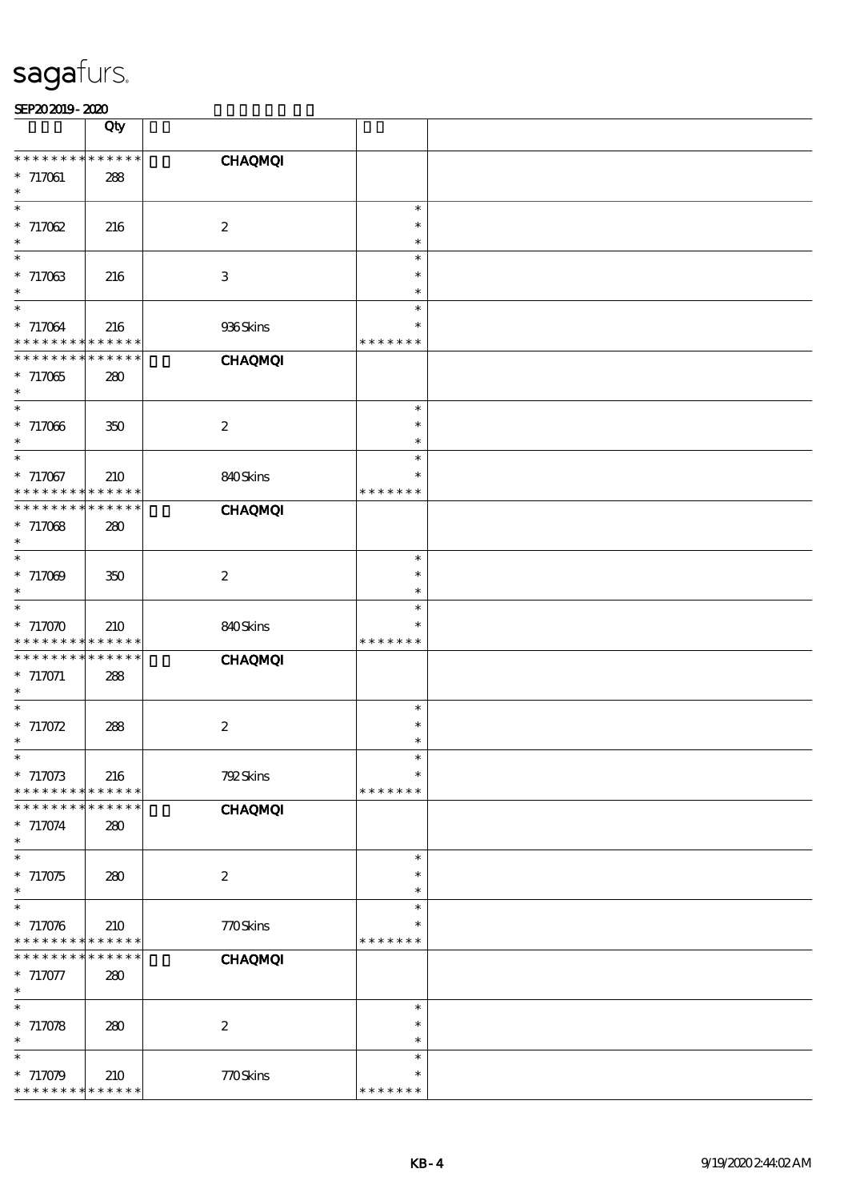sagafurs.

SEP20 2019 - 2020

| | Qty | | | |
|---|---|---|---|---|
| * * * * * * * * * * * * * * | | | CHAQMQI | |
| * 717061 | 288 | | | |
| * 717062 | 216 | | 2 | * * * |
| * 717063 | 216 | | 3 | * * * |
| * 717064 * * * * * * * * * * * * * * | 216 | | 936 Skins | * * * * * * * * * |
| * * * * * * * * * * * * * * | | | CHAQMQI | |
| * 717065 | 280 | | | |
| * 717066 | 350 | | 2 | * * * |
| * 717067 * * * * * * * * * * * * * * | 210 | | 840 Skins | * * * * * * * * * |
| * * * * * * * * * * * * * * | | | CHAQMQI | |
| * 717068 | 280 | | | |
| * 717069 | 350 | | 2 | * * * |
| * 717070 * * * * * * * * * * * * * * | 210 | | 840 Skins | * * * * * * * * * |
| * * * * * * * * * * * * * * | | | CHAQMQI | |
| * 717071 | 288 | | | |
| * 717072 | 288 | | 2 | * * * |
| * 717073 * * * * * * * * * * * * * * | 216 | | 792 Skins | * * * * * * * * * |
| * * * * * * * * * * * * * * | | | CHAQMQI | |
| * 717074 | 280 | | | |
| * 717075 | 280 | | 2 | * * * |
| * 717076 * * * * * * * * * * * * * * | 210 | | 770 Skins | * * * * * * * * * |
| * * * * * * * * * * * * * * | | | CHAQMQI | |
| * 717077 | 280 | | | |
| * 717078 | 280 | | 2 | * * * |
| * 717079 * * * * * * * * * * * * * * | 210 | | 770 Skins | * * * * * * * * * |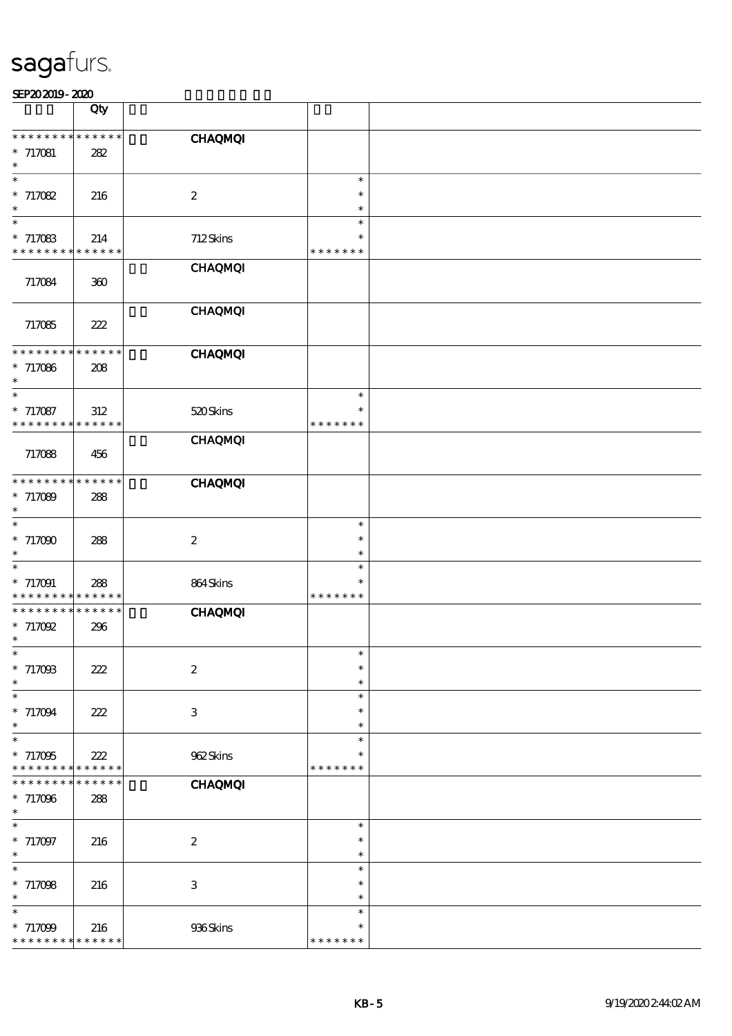sagafurs.

SEP20 2019 - 2020

| | Qty | | | |
|---|---|---|---|---|
| * * * * * * * * * * * * * * | | CHAQMQI | | |
| * 717081 | 282 | | | |
| * | | | | |
| * 717082 | 216 | 2 | * * * | |
| * 717083 | 214 | 712 Skins | * * * * * * * * | |
| 717084 | 360 | CHAQMQI | | |
| 717085 | 222 | CHAQMQI | | |
| * * * * * * * * * * * * * * | | CHAQMQI | | |
| * 717086 | 208 | | | |
| * 717087 | 312 | 520 Skins | * * * * * * * * | |
| 717088 | 456 | CHAQMQI | | |
| * * * * * * * * * * * * * * | | CHAQMQI | | |
| * 717089 | 288 | | | |
| * 717090 | 288 | 2 | * * * | |
| * 717091 | 288 | 864 Skins | * * * * * * * * | |
| * * * * * * * * * * * * * * | | CHAQMQI | | |
| * 717092 | 296 | | | |
| * 717093 | 222 | 2 | * * * | |
| * 717094 | 222 | 3 | * * * | |
| * 717095 | 222 | 962 Skins | * * * * * * * * | |
| * * * * * * * * * * * * * * | | CHAQMQI | | |
| * 717096 | 288 | | | |
| * 717097 | 216 | 2 | * * * | |
| * 717098 | 216 | 3 | * * * | |
| * 717099 | 216 | 936 Skins | * * * * * * * * | |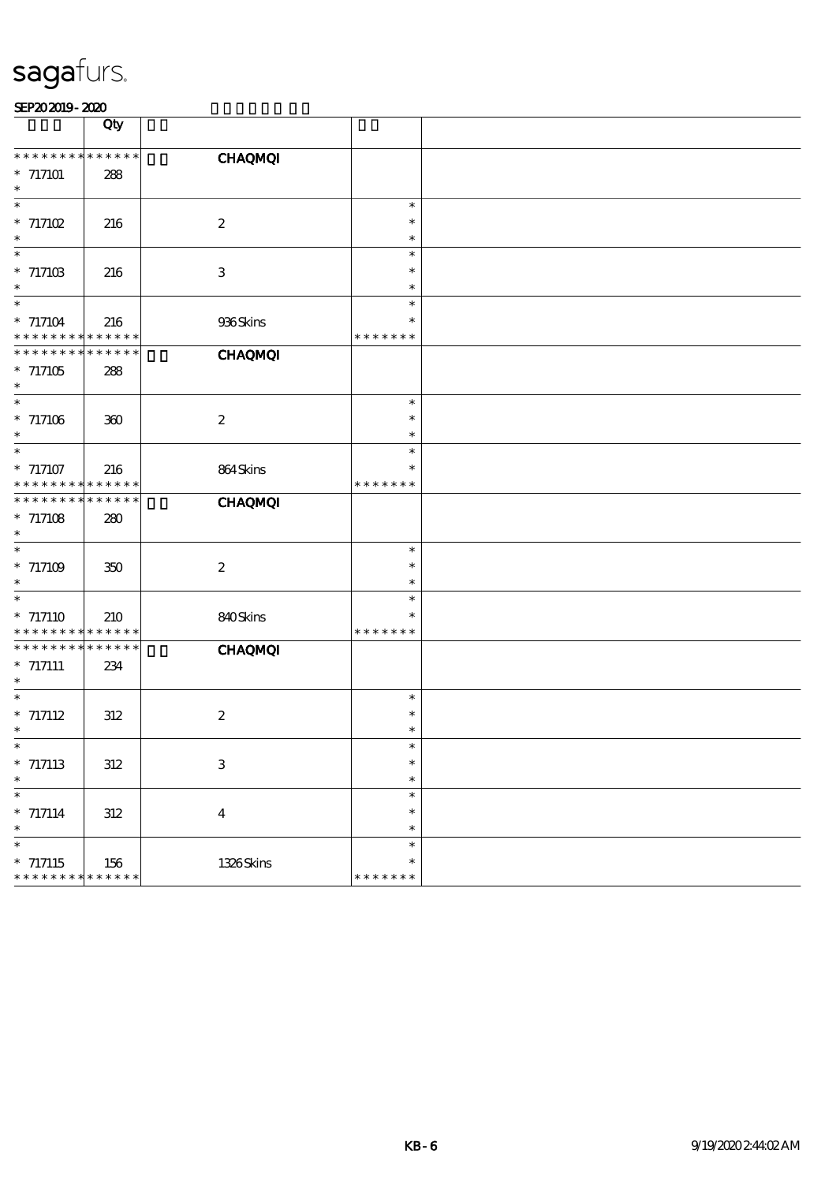sagafurs.

SEP20 2019 - 2020

| | Qty | | | |
|---|---|---|---|---|
| * * * * * * * * * * * * * * | | CHAQMQI | | |
| * 717101 | 288 | | | |
| * 717102 | 216 | 2 | * | |
| * 717103 | 216 | 3 | * | |
| * 717104 | 216 | 936 Skins | * * * * * * * | |
| * * * * * * * * * * * * * * | | CHAQMQI | | |
| * 717105 | 288 | | | |
| * 717106 | 360 | 2 | * | |
| * 717107 | 216 | 864 Skins | * * * * * * * | |
| * * * * * * * * * * * * * * | | CHAQMQI | | |
| * 717108 | 280 | | | |
| * 717109 | 350 | 2 | * | |
| * 717110 | 210 | 840 Skins | * * * * * * * | |
| * * * * * * * * * * * * * * | | CHAQMQI | | |
| * 717111 | 234 | | | |
| * 717112 | 312 | 2 | * | |
| * 717113 | 312 | 3 | * | |
| * 717114 | 312 | 4 | * | |
| * 717115 | 156 | 1326 Skins | * * * * * * * | |

KB - 6 9/19/2020 2:44:02 AM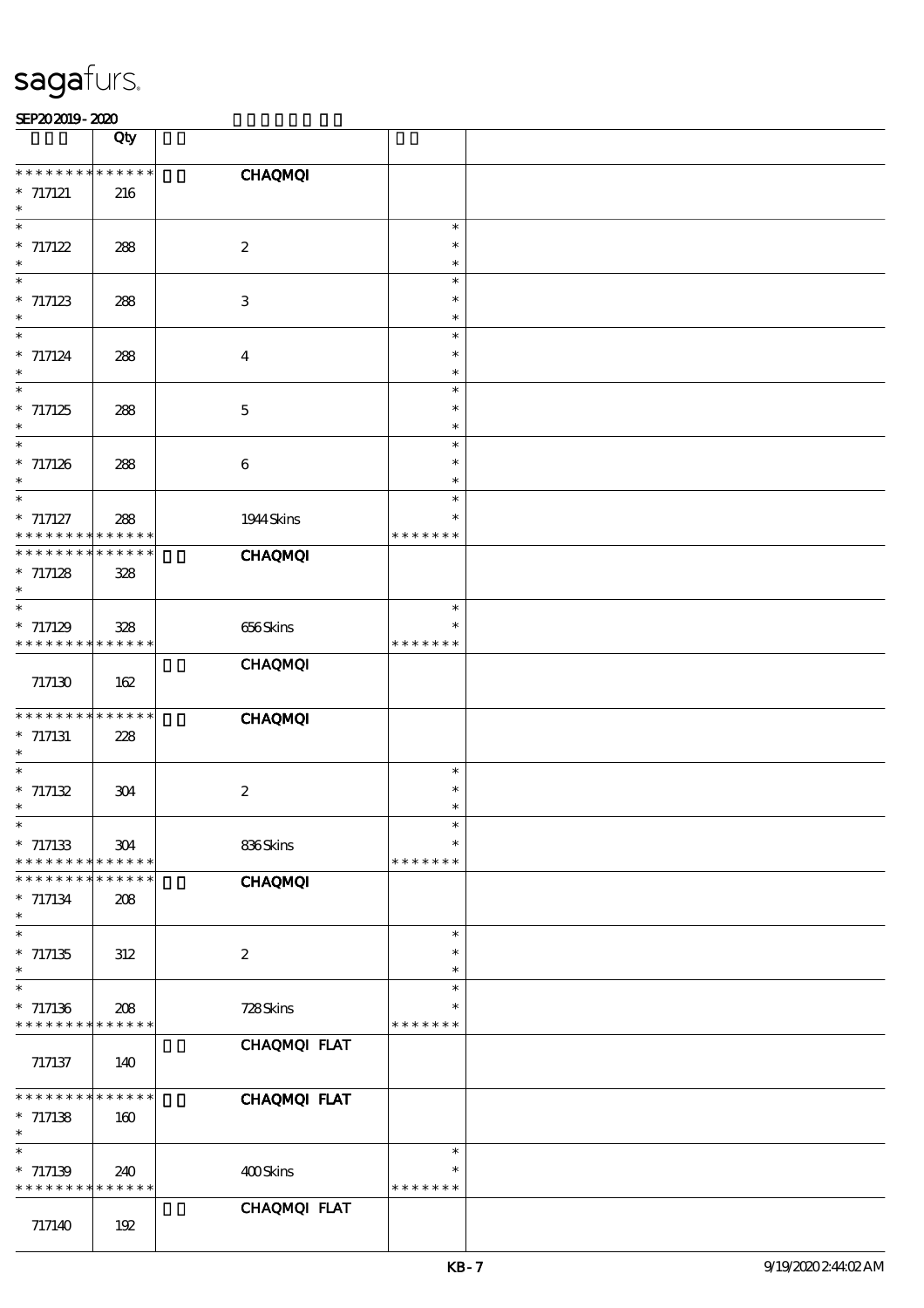sagafurs.

SEP20 2019 - 2020

| | Qty | | | |
|---|---|---|---|---|
| * * * * * * * * * * * * * *<br>* 717121<br>* | 216 | CHAQMQI | | |
| *<br>* 717122<br>* | 288 | 2 | *<br>*<br>* | |
| *<br>* 717123<br>* | 288 | 3 | *<br>*<br>* | |
| *<br>* 717124<br>* | 288 | 4 | *<br>*<br>* | |
| *<br>* 717125<br>* | 288 | 5 | *<br>*<br>* | |
| *<br>* 717126<br>* | 288 | 6 | *<br>*<br>* | |
| *<br>* 717127<br>* * * * * * * * * * * * * * | 288 | 1944 Skins | *<br>*<br>* * * * * * * | |
| * * * * * * * * * * * * * *<br>* 717128<br>* | 328 | CHAQMQI | | |
| *<br>* 717129<br>* * * * * * * * * * * * * * | 328 | 656 Skins | *<br>*<br>* * * * * * * | |
| 717130 | 162 | CHAQMQI | | |
| * * * * * * * * * * * * * *<br>* 717131<br>* | 228 | CHAQMQI | | |
| *<br>* 717132<br>* | 304 | 2 | *<br>*<br>* | |
| *<br>* 717133<br>* * * * * * * * * * * * * * | 304 | 836 Skins | *<br>*<br>* * * * * * * | |
| * * * * * * * * * * * * * *<br>* 717134<br>* | 208 | CHAQMQI | | |
| *<br>* 717135<br>* | 312 | 2 | *<br>*<br>* | |
| *<br>* 717136<br>* * * * * * * * * * * * * * | 208 | 728 Skins | *<br>*<br>* * * * * * * | |
| 717137 | 140 | CHAQMQI FLAT | | |
| * * * * * * * * * * * * * *<br>* 717138<br>* | 160 | CHAQMQI FLAT | | |
| *<br>* 717139<br>* * * * * * * * * * * * * * | 240 | 400 Skins | *<br>*<br>* * * * * * * | |
| 717140 | 192 | CHAQMQI FLAT | | |

KB - 7

9/19/2020 2:44:02 AM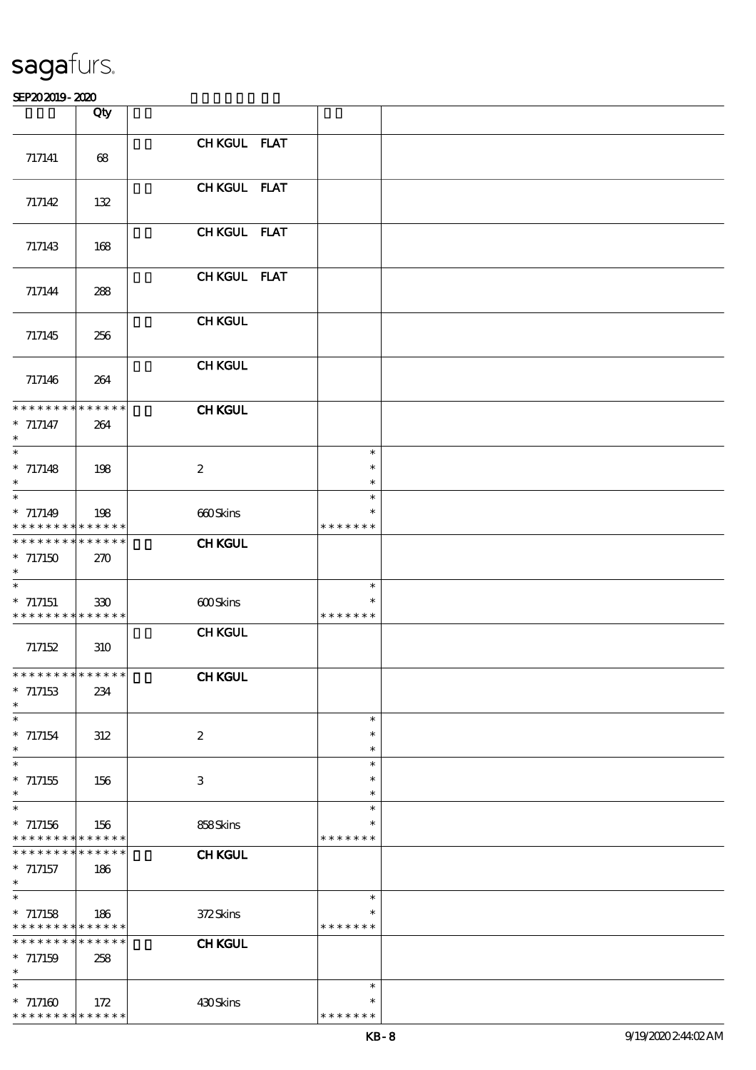sagafurs.

SEP20 2019 - 2020

| | Qty | | | |
|---|---|---|---|---|
| 717141 | 68 | CH KGUL FLAT | | |
| 717142 | 132 | CH KGUL FLAT | | |
| 717143 | 168 | CH KGUL FLAT | | |
| 717144 | 288 | CH KGUL FLAT | | |
| 717145 | 256 | CH KGUL | | |
| 717146 | 264 | CH KGUL | | |
| * 717147 | 264 | CH KGUL | | |
| * 717148 | 198 | 2 | * | |
| * 717149 | 198 | 660 Skins | * | |
| * 717150 | 270 | CH KGUL | | |
| * 717151 | 330 | 600 Skins | * | |
| 717152 | 310 | CH KGUL | | |
| * 717153 | 234 | CH KGUL | | |
| * 717154 | 312 | 2 | * | |
| * 717155 | 156 | 3 | * | |
| * 717156 | 156 | 858 Skins | * | |
| * 717157 | 186 | CH KGUL | | |
| * 717158 | 186 | 372 Skins | * | |
| * 717159 | 258 | CH KGUL | | |
| * 717160 | 172 | 430 Skins | * | |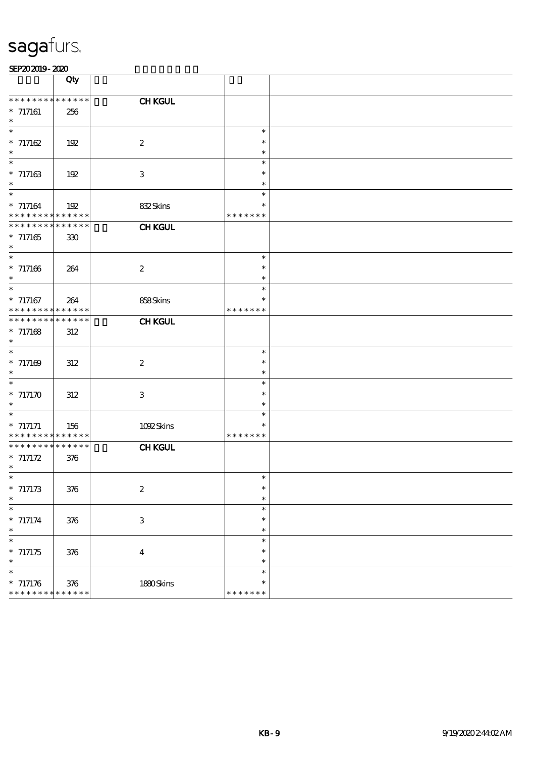sagafurs.

SEP20 2019 - 2020

| | Qty | | | |
|---|---|---|---|---|
| * * * * * * * * * * * * * * | | | CH KGUL | |
| * 717161 | 256 | | | |
| * 717162 | 192 | | 2 | * |
| * 717163 | 192 | | 3 | * |
| * 717164 | 192 | | 832 Skins | * * * * * * * |
| * * * * * * * * * * * * * * | | | CH KGUL | |
| * 717165 | 330 | | | |
| * 717166 | 264 | | 2 | * |
| * 717167 | 264 | | 858 Skins | * * * * * * * |
| * * * * * * * * * * * * * * | | | CH KGUL | |
| * 717168 | 312 | | | |
| * 717169 | 312 | | 2 | * |
| * 717170 | 312 | | 3 | * |
| * 717171 | 156 | | 1092 Skins | * * * * * * * |
| * * * * * * * * * * * * * * | | | CH KGUL | |
| * 717172 | 376 | | | |
| * 717173 | 376 | | 2 | * |
| * 717174 | 376 | | 3 | * |
| * 717175 | 376 | | 4 | * |
| * 717176 | 376 | | 1880 Skins | * * * * * * * |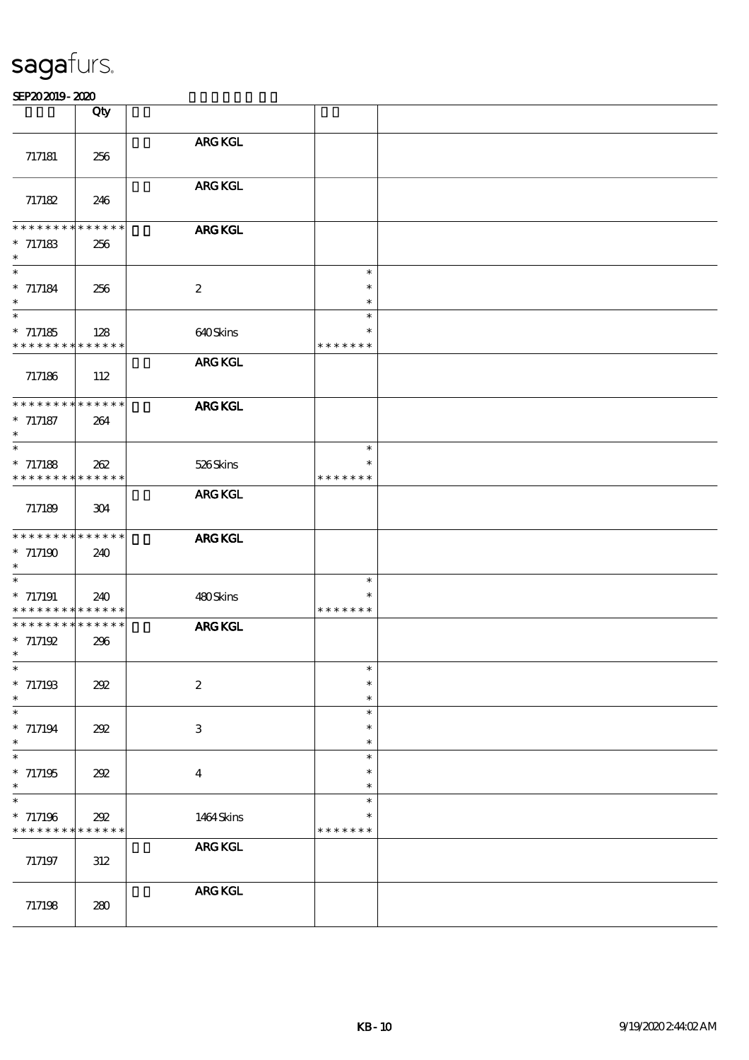| | Qty | | | |
|---|---|---|---|---|
| 717181 | 256 | ARG KGL | | |
| 717182 | 246 | ARG KGL | | |
| * * * * * * * * * * * * * *<br>* 717183<br>* | 256 | ARG KGL | | |
| *<br>* 717184<br>* | 256 | 2 | *<br>*<br>* | |
| *<br>* 717185<br>* * * * * * * * * * * * * * | 128 | 640 Skins | *<br>*<br>* * * * * * * | |
| 717186 | 112 | ARG KGL | | |
| * * * * * * * * * * * * * *<br>* 717187<br>* | 264 | ARG KGL | | |
| *<br>* 717188<br>* * * * * * * * * * * * * * | 262 | 526 Skins | *<br>*<br>* * * * * * * | |
| 717189 | 304 | ARG KGL | | |
| * * * * * * * * * * * * * *<br>* 717190<br>* | 240 | ARG KGL | | |
| *<br>* 717191<br>* * * * * * * * * * * * * * | 240 | 480 Skins | *<br>*<br>* * * * * * * | |
| * * * * * * * * * * * * * *<br>* 717192<br>* | 296 | ARG KGL | | |
| *<br>* 717193<br>* | 292 | 2 | *<br>*<br>* | |
| *<br>* 717194<br>* | 292 | 3 | *<br>*<br>* | |
| *<br>* 717195<br>* | 292 | 4 | *<br>*<br>* | |
| *<br>* 717196<br>* * * * * * * * * * * * * * | 292 | 1464 Skins | *<br>*<br>* * * * * * * | |
| 717197 | 312 | ARG KGL | | |
| 717198 | 280 | ARG KGL | | |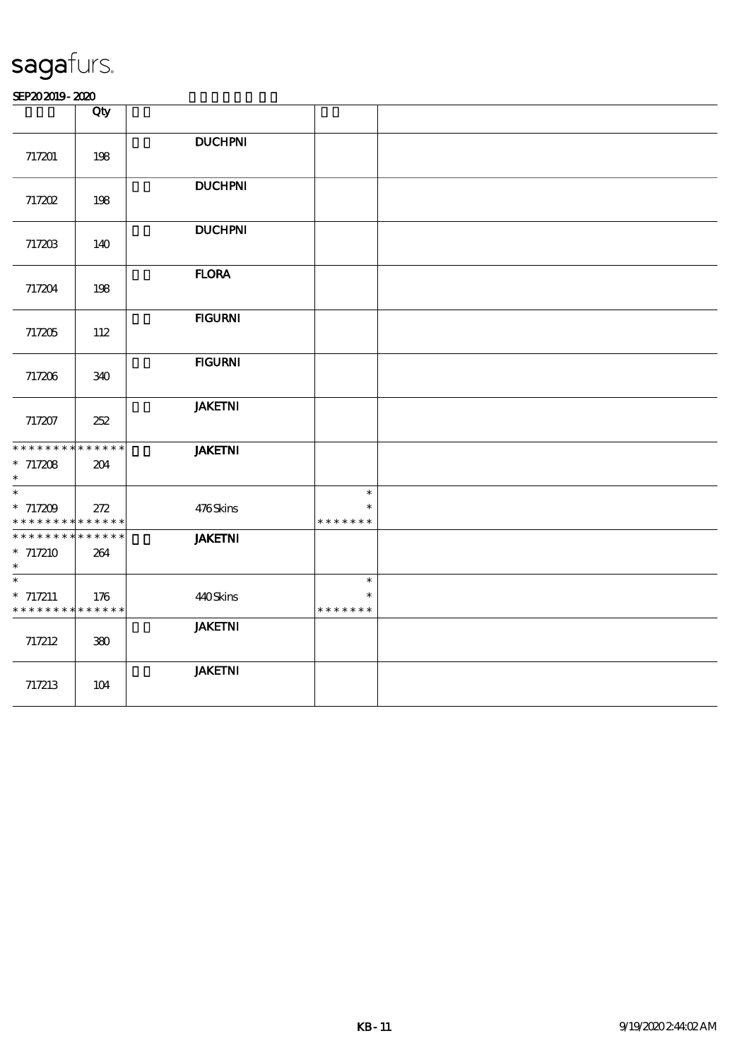sagafurs.

SEP20 2019 - 2020

| | Qty | | | |
|---|---|---|---|---|
| 717201 | 198 | DUCHPNI | | |
| 717202 | 198 | DUCHPNI | | |
| 717203 | 140 | DUCHPNI | | |
| 717204 | 198 | FLORA | | |
| 717205 | 112 | FIGURNI | | |
| 717206 | 340 | FIGURNI | | |
| 717207 | 252 | JAKETNI | | |
| * 717208 | 204 | JAKETNI | | |
| * 717209 | 272 | 476 Skins | * | |
| * 717210 | 264 | JAKETNI | | |
| * 717211 | 176 | 440 Skins | * | |
| 717212 | 380 | JAKETNI | | |
| 717213 | 104 | JAKETNI | | |

KB - 11

9/19/2020 2:44:02 AM